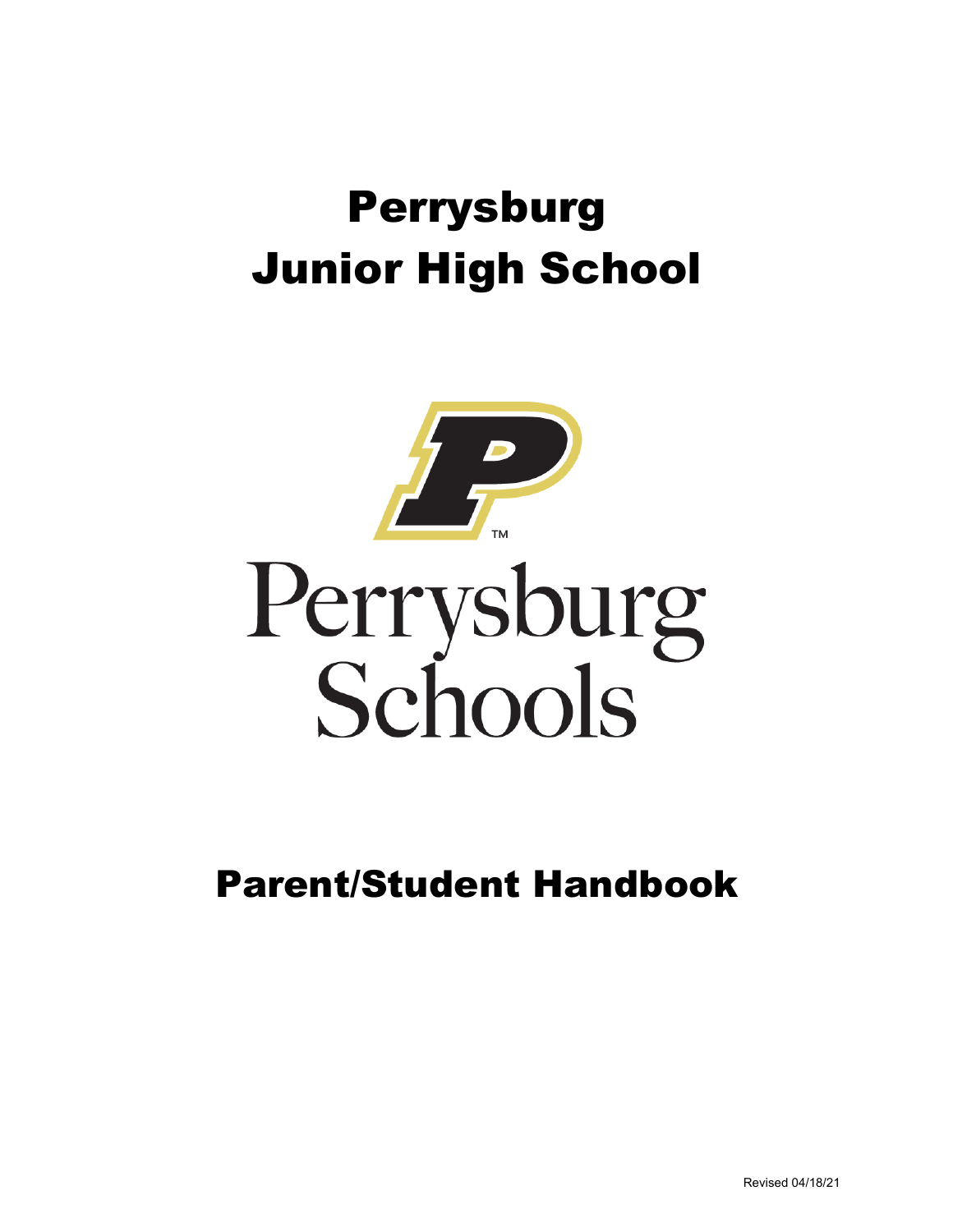# Perrysburg Junior High School

Perrysburg Schools

# Parent/Student Handbook

Revised 04/18/21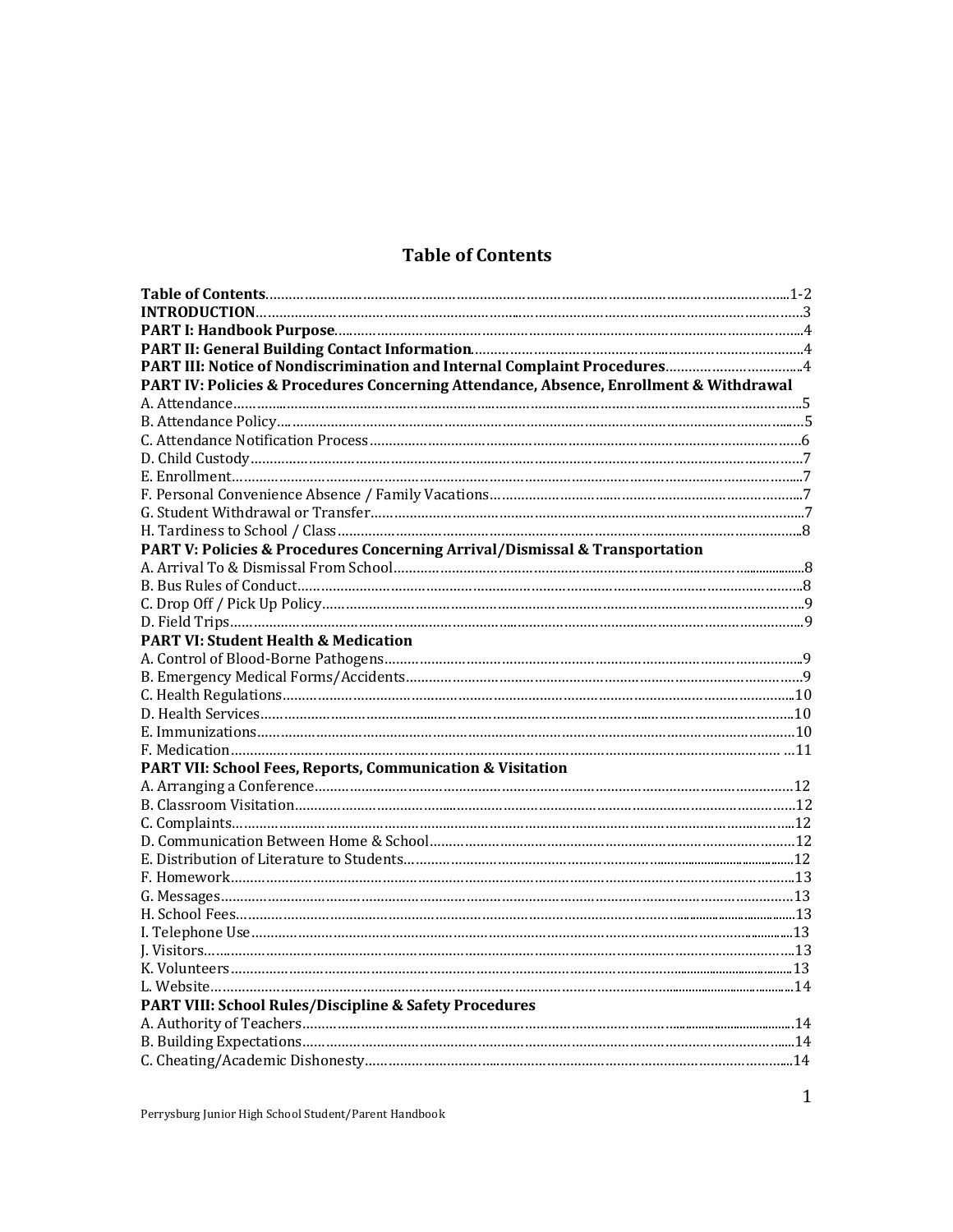## Table of Contents

**Table of Contents**……………………………………………………………………………………………1-2
**INTRODUCTION**……………………………………………………………………………………………3
**PART I: Handbook Purpose**…………………………………………………………………………………4
**PART II: General Building Contact Information**……………………………………………………………4
**PART III: Notice of Nondiscrimination and Internal Complaint Procedures**…………………………………4
**PART IV: Policies & Procedures Concerning Attendance, Absence, Enrollment & Withdrawal**
A. Attendance……………………………………………………………………………………………………5
B. Attendance Policy……………………………………………………………………………………………5
C. Attendance Notification Process……………………………………………………………………………6
D. Child Custody…………………………………………………………………………………………………7
E. Enrollment……………………………………………………………………………………………………7
F. Personal Convenience Absence / Family Vacations…………………………………………………………7
G. Student Withdrawal or Transfer……………………………………………………………………………7
H. Tardiness to School / Class…………………………………………………………………………………8
**PART V: Policies & Procedures Concerning Arrival/Dismissal & Transportation**
A. Arrival To & Dismissal From School………………………………………………………………………8
B. Bus Rules of Conduct…………………………………………………………………………………………8
C. Drop Off / Pick Up Policy……………………………………………………………………………………9
D. Field Trips……………………………………………………………………………………………………9
**PART VI: Student Health & Medication**
A. Control of Blood-Borne Pathogens…………………………………………………………………………9
B. Emergency Medical Forms/Accidents………………………………………………………………………9
C. Health Regulations…………………………………………………………………………………………10
D. Health Services………………………………………………………………………………………………10
E. Immunizations………………………………………………………………………………………………10
F. Medication……………………………………………………………………………………………………11
**PART VII: School Fees, Reports, Communication & Visitation**
A. Arranging a Conference……………………………………………………………………………………12
B. Classroom Visitation…………………………………………………………………………………………12
C. Complaints……………………………………………………………………………………………………12
D. Communication Between Home & School…………………………………………………………………12
E. Distribution of Literature to Students………………………………………………………………………12
F. Homework……………………………………………………………………………………………………13
G. Messages………………………………………………………………………………………………………13
H. School Fees……………………………………………………………………………………………………13
I. Telephone Use…………………………………………………………………………………………………13
J. Visitors…………………………………………………………………………………………………………13
K. Volunteers……………………………………………………………………………………………………13
L. Website…………………………………………………………………………………………………………14
**PART VIII: School Rules/Discipline & Safety Procedures**
A. Authority of Teachers…………………………………………………………………………………………14
B. Building Expectations…………………………………………………………………………………………14
C. Cheating/Academic Dishonesty……………………………………………………………………………14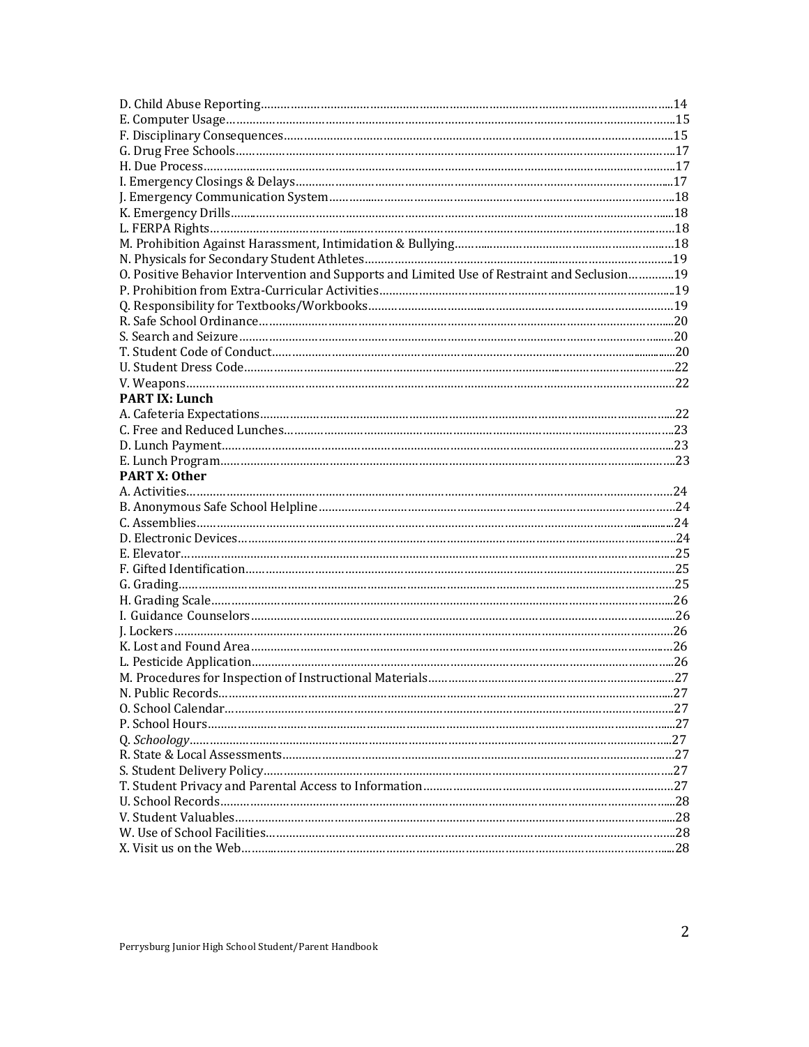D. Child Abuse Reporting……………………………………………………………………………………………14
E. Computer Usage……………………………………………………………………………………………………15
F. Disciplinary Consequences…………………………………………………………………………………………15
G. Drug Free Schools…………………………………………………………………………………………………17
H. Due Process………………………………………………………………………………………………………17
I. Emergency Closings & Delays……………………………………………………………………………………17
J. Emergency Communication System………………………………………………………………………………18
K. Emergency Drills…………………………………………………………………………………………………18
L. FERPA Rights………………………………………………………………………………………………………18
M. Prohibition Against Harassment, Intimidation & Bullying……………………………………………………18
N. Physicals for Secondary Student Athletes………………………………………………………………………19
O. Positive Behavior Intervention and Supports and Limited Use of Restraint and Seclusion…………19
P. Prohibition from Extra-Curricular Activities……………………………………………………………………19
Q. Responsibility for Textbooks/Workbooks………………………………………………………………………19
R. Safe School Ordinance……………………………………………………………………………………………20
S. Search and Seizure…………………………………………………………………………………………………20
T. Student Code of Conduct…………………………………………………………………………………………20
U. Student Dress Code………………………………………………………………………………………………22
V. Weapons……………………………………………………………………………………………………………22

**PART IX: Lunch**

A. Cafeteria Expectations……………………………………………………………………………………………22
C. Free and Reduced Lunches………………………………………………………………………………………23
D. Lunch Payment……………………………………………………………………………………………………23
E. Lunch Program……………………………………………………………………………………………………23

**PART X: Other**

A. Activities……………………………………………………………………………………………………………24
B. Anonymous Safe School Helpline………………………………………………………………………………24
C. Assemblies…………………………………………………………………………………………………………24
D. Electronic Devices…………………………………………………………………………………………………24
E. Elevator……………………………………………………………………………………………………………25
F. Gifted Identification………………………………………………………………………………………………25
G. Grading……………………………………………………………………………………………………………25
H. Grading Scale……………………………………………………………………………………………………26
I. Guidance Counselors………………………………………………………………………………………………26
J. Lockers……………………………………………………………………………………………………………26
K. Lost and Found Area………………………………………………………………………………………………26
L. Pesticide Application………………………………………………………………………………………………26
M. Procedures for Inspection of Instructional Materials…………………………………………………………27
N. Public Records……………………………………………………………………………………………………27
O. School Calendar……………………………………………………………………………………………………27
P. School Hours………………………………………………………………………………………………………27
Q. *Schoology*…………………………………………………………………………………………………………27
R. State & Local Assessments………………………………………………………………………………………27
S. Student Delivery Policy……………………………………………………………………………………………27
T. Student Privacy and Parental Access to Information…………………………………………………………27
U. School Records……………………………………………………………………………………………………28
V. Student Valuables…………………………………………………………………………………………………28
W. Use of School Facilities……………………………………………………………………………………………28
X. Visit us on the Web………………………………………………………………………………………………28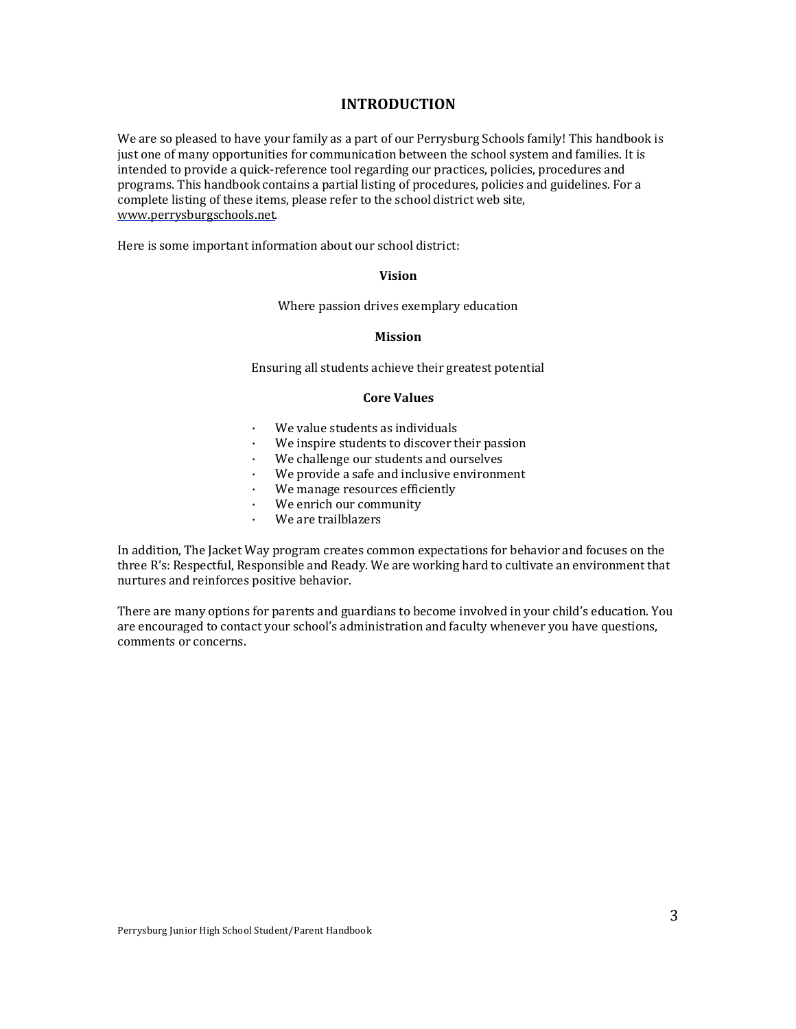# INTRODUCTION

We are so pleased to have your family as a part of our Perrysburg Schools family! This handbook is just one of many opportunities for communication between the school system and families. It is intended to provide a quick-reference tool regarding our practices, policies, procedures and programs. This handbook contains a partial listing of procedures, policies and guidelines. For a complete listing of these items, please refer to the school district web site, www.perrysburgschools.net.

Here is some important information about our school district:

**Vision**

Where passion drives exemplary education

**Mission**

Ensuring all students achieve their greatest potential

**Core Values**

- We value students as individuals
- We inspire students to discover their passion
- We challenge our students and ourselves
- We provide a safe and inclusive environment
- We manage resources efficiently
- We enrich our community
- We are trailblazers

In addition, The Jacket Way program creates common expectations for behavior and focuses on the three R's: Respectful, Responsible and Ready. We are working hard to cultivate an environment that nurtures and reinforces positive behavior.

There are many options for parents and guardians to become involved in your child's education. You are encouraged to contact your school's administration and faculty whenever you have questions, comments or concerns.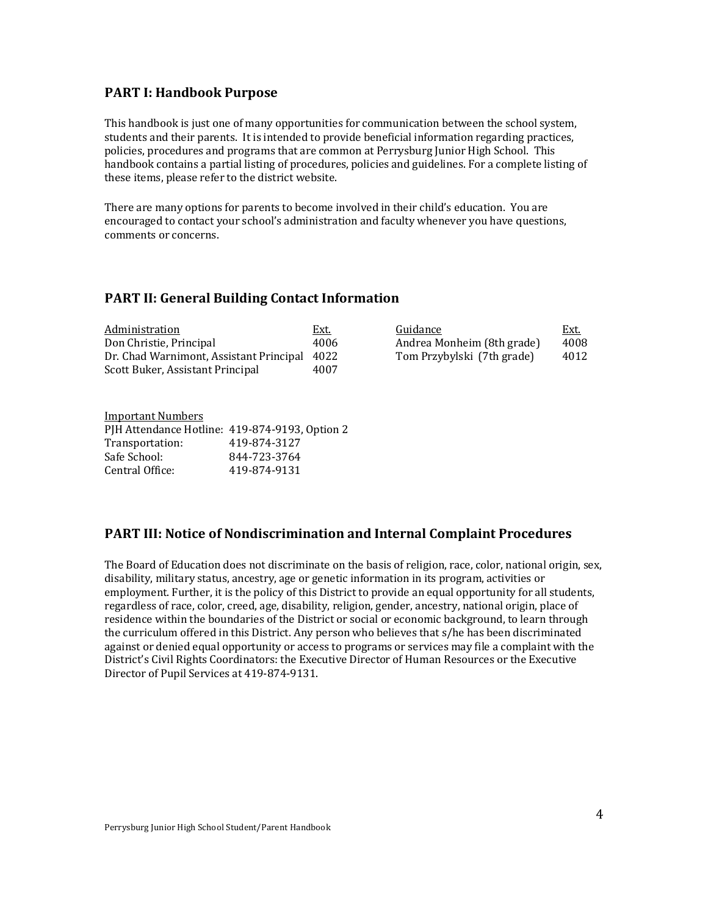## PART I: Handbook Purpose

This handbook is just one of many opportunities for communication between the school system, students and their parents. It is intended to provide beneficial information regarding practices, policies, procedures and programs that are common at Perrysburg Junior High School. This handbook contains a partial listing of procedures, policies and guidelines. For a complete listing of these items, please refer to the district website.

There are many options for parents to become involved in their child's education. You are encouraged to contact your school's administration and faculty whenever you have questions, comments or concerns.

## PART II: General Building Contact Information

| Administration | Ext. |
|---|---|
| Don Christie, Principal | 4006 |
| Dr. Chad Warnimont, Assistant Principal | 4022 |
| Scott Buker, Assistant Principal | 4007 |

| Guidance | Ext. |
|---|---|
| Andrea Monheim (8th grade) | 4008 |
| Tom Przybylski (7th grade) | 4012 |

Important Numbers

| | |
|---|---|
| PJH Attendance Hotline: | 419-874-9193, Option 2 |
| Transportation: | 419-874-3127 |
| Safe School: | 844-723-3764 |
| Central Office: | 419-874-9131 |

## PART III: Notice of Nondiscrimination and Internal Complaint Procedures

The Board of Education does not discriminate on the basis of religion, race, color, national origin, sex, disability, military status, ancestry, age or genetic information in its program, activities or employment. Further, it is the policy of this District to provide an equal opportunity for all students, regardless of race, color, creed, age, disability, religion, gender, ancestry, national origin, place of residence within the boundaries of the District or social or economic background, to learn through the curriculum offered in this District. Any person who believes that s/he has been discriminated against or denied equal opportunity or access to programs or services may file a complaint with the District's Civil Rights Coordinators: the Executive Director of Human Resources or the Executive Director of Pupil Services at 419-874-9131.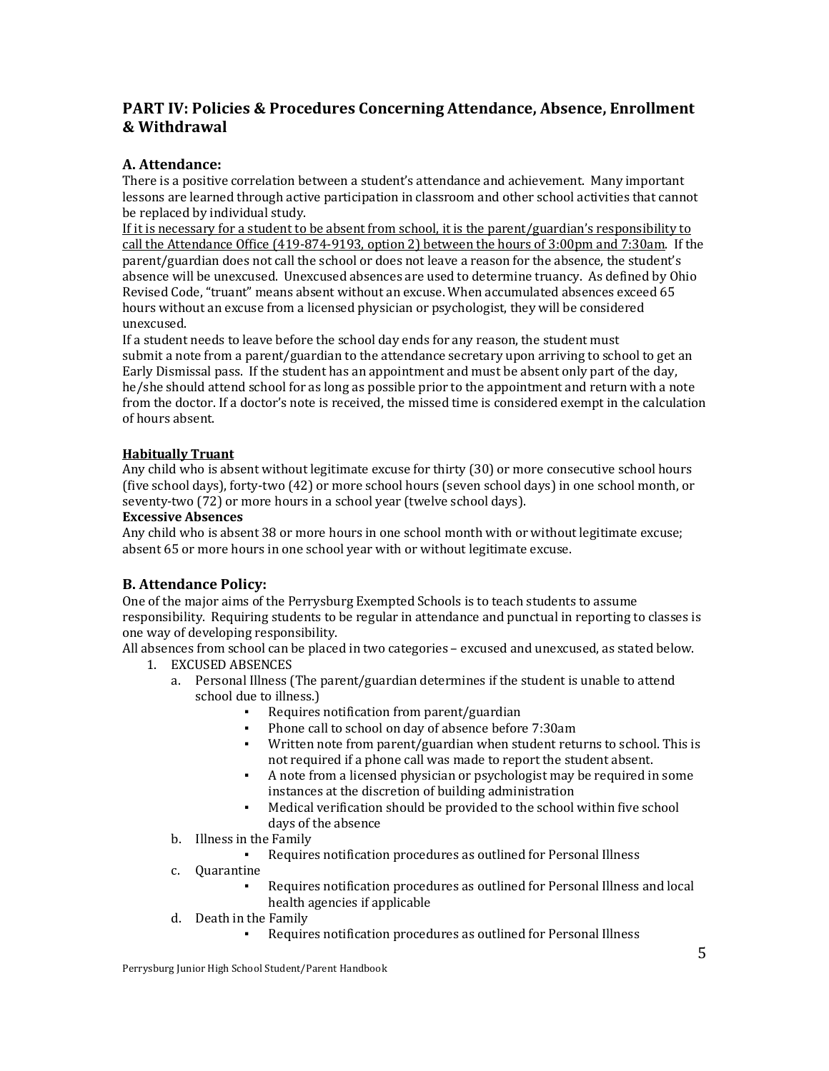## PART IV: Policies & Procedures Concerning Attendance, Absence, Enrollment & Withdrawal

### A. Attendance:

There is a positive correlation between a student's attendance and achievement. Many important lessons are learned through active participation in classroom and other school activities that cannot be replaced by individual study.

<u>If it is necessary for a student to be absent from school, it is the parent/guardian's responsibility to call the Attendance Office (419-874-9193, option 2) between the hours of 3:00pm and 7:30am</u>. If the parent/guardian does not call the school or does not leave a reason for the absence, the student's absence will be unexcused. Unexcused absences are used to determine truancy. As defined by Ohio Revised Code, "truant" means absent without an excuse. When accumulated absences exceed 65 hours without an excuse from a licensed physician or psychologist, they will be considered unexcused.

If a student needs to leave before the school day ends for any reason, the student must submit a note from a parent/guardian to the attendance secretary upon arriving to school to get an Early Dismissal pass. If the student has an appointment and must be absent only part of the day, he/she should attend school for as long as possible prior to the appointment and return with a note from the doctor. If a doctor's note is received, the missed time is considered exempt in the calculation of hours absent.

**<u>Habitually Truant</u>**

Any child who is absent without legitimate excuse for thirty (30) or more consecutive school hours (five school days), forty-two (42) or more school hours (seven school days) in one school month, or seventy-two (72) or more hours in a school year (twelve school days).

**Excessive Absences**

Any child who is absent 38 or more hours in one school month with or without legitimate excuse; absent 65 or more hours in one school year with or without legitimate excuse.

### B. Attendance Policy:

One of the major aims of the Perrysburg Exempted Schools is to teach students to assume responsibility. Requiring students to be regular in attendance and punctual in reporting to classes is one way of developing responsibility.

All absences from school can be placed in two categories – excused and unexcused, as stated below.

1. EXCUSED ABSENCES
   a. Personal Illness (The parent/guardian determines if the student is unable to attend school due to illness.)
      - Requires notification from parent/guardian
      - Phone call to school on day of absence before 7:30am
      - Written note from parent/guardian when student returns to school. This is not required if a phone call was made to report the student absent.
      - A note from a licensed physician or psychologist may be required in some instances at the discretion of building administration
      - Medical verification should be provided to the school within five school days of the absence
   b. Illness in the Family
      - Requires notification procedures as outlined for Personal Illness
   c. Quarantine
      - Requires notification procedures as outlined for Personal Illness and local health agencies if applicable
   d. Death in the Family
      - Requires notification procedures as outlined for Personal Illness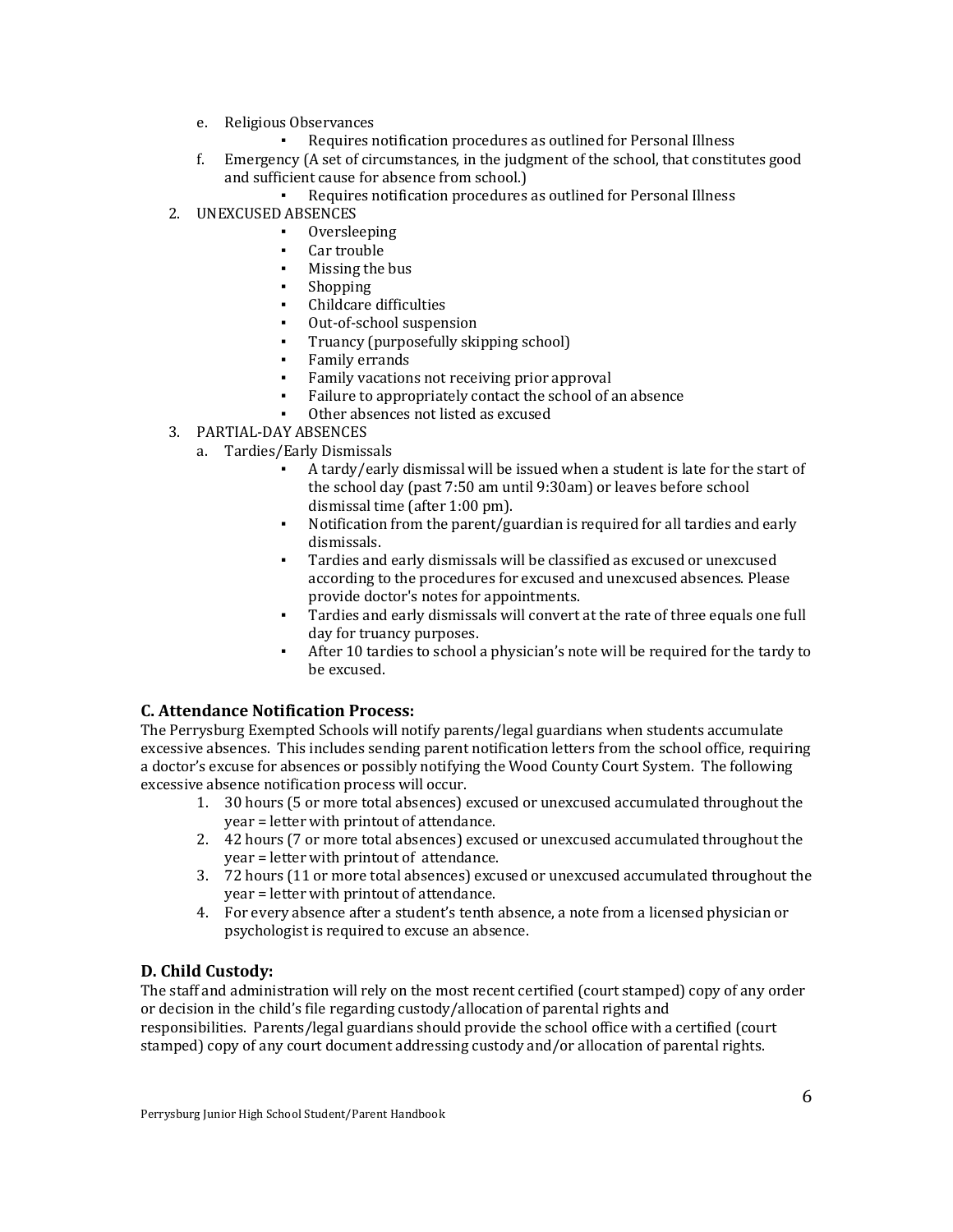e. Religious Observances
    - Requires notification procedures as outlined for Personal Illness
f. Emergency (A set of circumstances, in the judgment of the school, that constitutes good and sufficient cause for absence from school.)
    - Requires notification procedures as outlined for Personal Illness

2. UNEXCUSED ABSENCES
    - Oversleeping
    - Car trouble
    - Missing the bus
    - Shopping
    - Childcare difficulties
    - Out-of-school suspension
    - Truancy (purposefully skipping school)
    - Family errands
    - Family vacations not receiving prior approval
    - Failure to appropriately contact the school of an absence
    - Other absences not listed as excused

3. PARTIAL-DAY ABSENCES
    a. Tardies/Early Dismissals
        - A tardy/early dismissal will be issued when a student is late for the start of the school day (past 7:50 am until 9:30am) or leaves before school dismissal time (after 1:00 pm).
        - Notification from the parent/guardian is required for all tardies and early dismissals.
        - Tardies and early dismissals will be classified as excused or unexcused according to the procedures for excused and unexcused absences. Please provide doctor's notes for appointments.
        - Tardies and early dismissals will convert at the rate of three equals one full day for truancy purposes.
        - After 10 tardies to school a physician's note will be required for the tardy to be excused.

### C. Attendance Notification Process:

The Perrysburg Exempted Schools will notify parents/legal guardians when students accumulate excessive absences. This includes sending parent notification letters from the school office, requiring a doctor's excuse for absences or possibly notifying the Wood County Court System. The following excessive absence notification process will occur.

1. 30 hours (5 or more total absences) excused or unexcused accumulated throughout the year = letter with printout of attendance.
2. 42 hours (7 or more total absences) excused or unexcused accumulated throughout the year = letter with printout of attendance.
3. 72 hours (11 or more total absences) excused or unexcused accumulated throughout the year = letter with printout of attendance.
4. For every absence after a student's tenth absence, a note from a licensed physician or psychologist is required to excuse an absence.

### D. Child Custody:

The staff and administration will rely on the most recent certified (court stamped) copy of any order or decision in the child's file regarding custody/allocation of parental rights and responsibilities. Parents/legal guardians should provide the school office with a certified (court stamped) copy of any court document addressing custody and/or allocation of parental rights.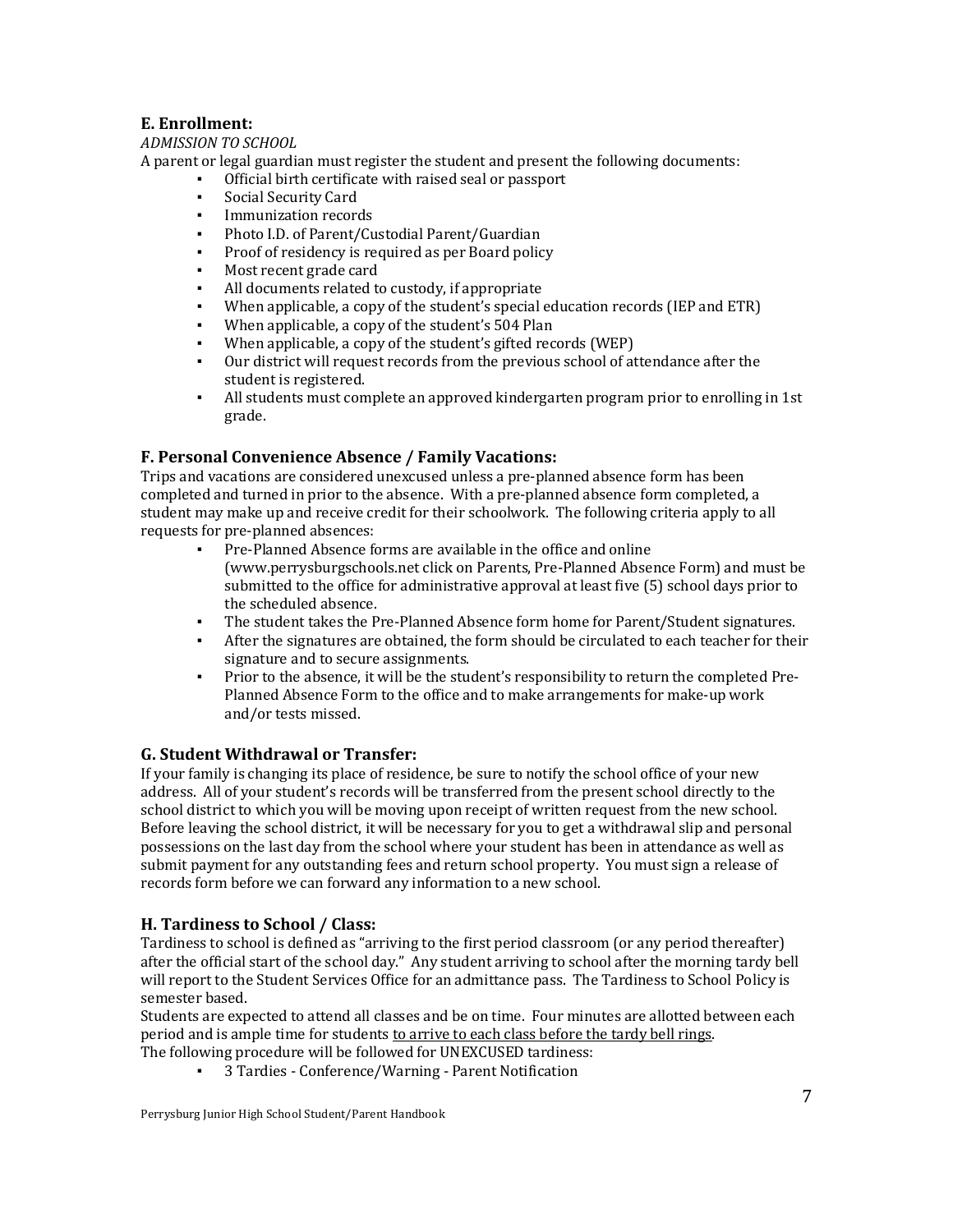### E. Enrollment:

*ADMISSION TO SCHOOL*

A parent or legal guardian must register the student and present the following documents:

- Official birth certificate with raised seal or passport
- Social Security Card
- Immunization records
- Photo I.D. of Parent/Custodial Parent/Guardian
- Proof of residency is required as per Board policy
- Most recent grade card
- All documents related to custody, if appropriate
- When applicable, a copy of the student's special education records (IEP and ETR)
- When applicable, a copy of the student's 504 Plan
- When applicable, a copy of the student's gifted records (WEP)
- Our district will request records from the previous school of attendance after the student is registered.
- All students must complete an approved kindergarten program prior to enrolling in 1st grade.

### F. Personal Convenience Absence / Family Vacations:

Trips and vacations are considered unexcused unless a pre-planned absence form has been completed and turned in prior to the absence. With a pre-planned absence form completed, a student may make up and receive credit for their schoolwork. The following criteria apply to all requests for pre-planned absences:

- Pre-Planned Absence forms are available in the office and online (www.perrysburgschools.net click on Parents, Pre-Planned Absence Form) and must be submitted to the office for administrative approval at least five (5) school days prior to the scheduled absence.
- The student takes the Pre-Planned Absence form home for Parent/Student signatures.
- After the signatures are obtained, the form should be circulated to each teacher for their signature and to secure assignments.
- Prior to the absence, it will be the student's responsibility to return the completed Pre-Planned Absence Form to the office and to make arrangements for make-up work and/or tests missed.

### G. Student Withdrawal or Transfer:

If your family is changing its place of residence, be sure to notify the school office of your new address. All of your student's records will be transferred from the present school directly to the school district to which you will be moving upon receipt of written request from the new school. Before leaving the school district, it will be necessary for you to get a withdrawal slip and personal possessions on the last day from the school where your student has been in attendance as well as submit payment for any outstanding fees and return school property. You must sign a release of records form before we can forward any information to a new school.

### H. Tardiness to School / Class:

Tardiness to school is defined as "arriving to the first period classroom (or any period thereafter) after the official start of the school day." Any student arriving to school after the morning tardy bell will report to the Student Services Office for an admittance pass. The Tardiness to School Policy is semester based.

Students are expected to attend all classes and be on time. Four minutes are allotted between each period and is ample time for students <u>to arrive to each class before the tardy bell rings</u>.

The following procedure will be followed for UNEXCUSED tardiness:

- 3 Tardies - Conference/Warning - Parent Notification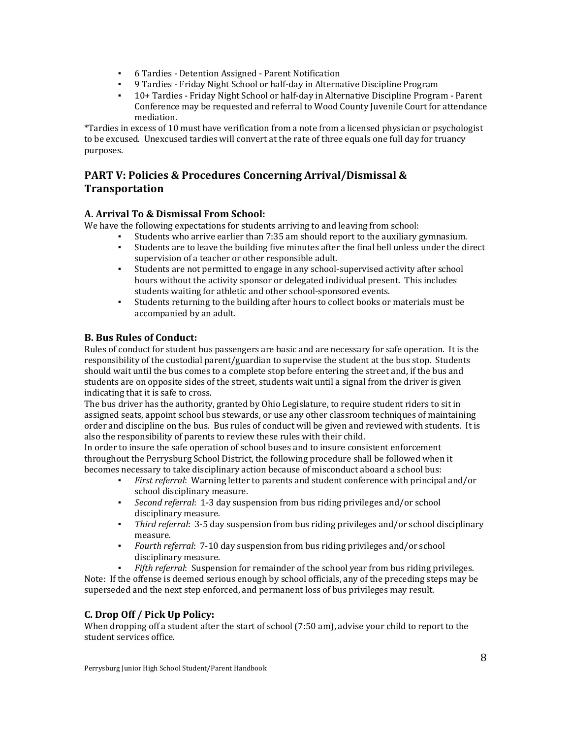- 6 Tardies - Detention Assigned - Parent Notification
- 9 Tardies - Friday Night School or half-day in Alternative Discipline Program
- 10+ Tardies - Friday Night School or half-day in Alternative Discipline Program - Parent Conference may be requested and referral to Wood County Juvenile Court for attendance mediation.

*Tardies in excess of 10 must have verification from a note from a licensed physician or psychologist to be excused. Unexcused tardies will convert at the rate of three equals one full day for truancy purposes.

## PART V: Policies & Procedures Concerning Arrival/Dismissal & Transportation

### A. Arrival To & Dismissal From School:

We have the following expectations for students arriving to and leaving from school:

- Students who arrive earlier than 7:35 am should report to the auxiliary gymnasium.
- Students are to leave the building five minutes after the final bell unless under the direct supervision of a teacher or other responsible adult.
- Students are not permitted to engage in any school-supervised activity after school hours without the activity sponsor or delegated individual present. This includes students waiting for athletic and other school-sponsored events.
- Students returning to the building after hours to collect books or materials must be accompanied by an adult.

### B. Bus Rules of Conduct:

Rules of conduct for student bus passengers are basic and are necessary for safe operation. It is the responsibility of the custodial parent/guardian to supervise the student at the bus stop. Students should wait until the bus comes to a complete stop before entering the street and, if the bus and students are on opposite sides of the street, students wait until a signal from the driver is given indicating that it is safe to cross.

The bus driver has the authority, granted by Ohio Legislature, to require student riders to sit in assigned seats, appoint school bus stewards, or use any other classroom techniques of maintaining order and discipline on the bus. Bus rules of conduct will be given and reviewed with students. It is also the responsibility of parents to review these rules with their child.

In order to insure the safe operation of school buses and to insure consistent enforcement throughout the Perrysburg School District, the following procedure shall be followed when it becomes necessary to take disciplinary action because of misconduct aboard a school bus:

- *First referral*: Warning letter to parents and student conference with principal and/or school disciplinary measure.
- *Second referral*: 1-3 day suspension from bus riding privileges and/or school disciplinary measure.
- *Third referral*: 3-5 day suspension from bus riding privileges and/or school disciplinary measure.
- *Fourth referral*: 7-10 day suspension from bus riding privileges and/or school disciplinary measure.
- *Fifth referral*: Suspension for remainder of the school year from bus riding privileges.

Note: If the offense is deemed serious enough by school officials, any of the preceding steps may be superseded and the next step enforced, and permanent loss of bus privileges may result.

### C. Drop Off / Pick Up Policy:

When dropping off a student after the start of school (7:50 am), advise your child to report to the student services office.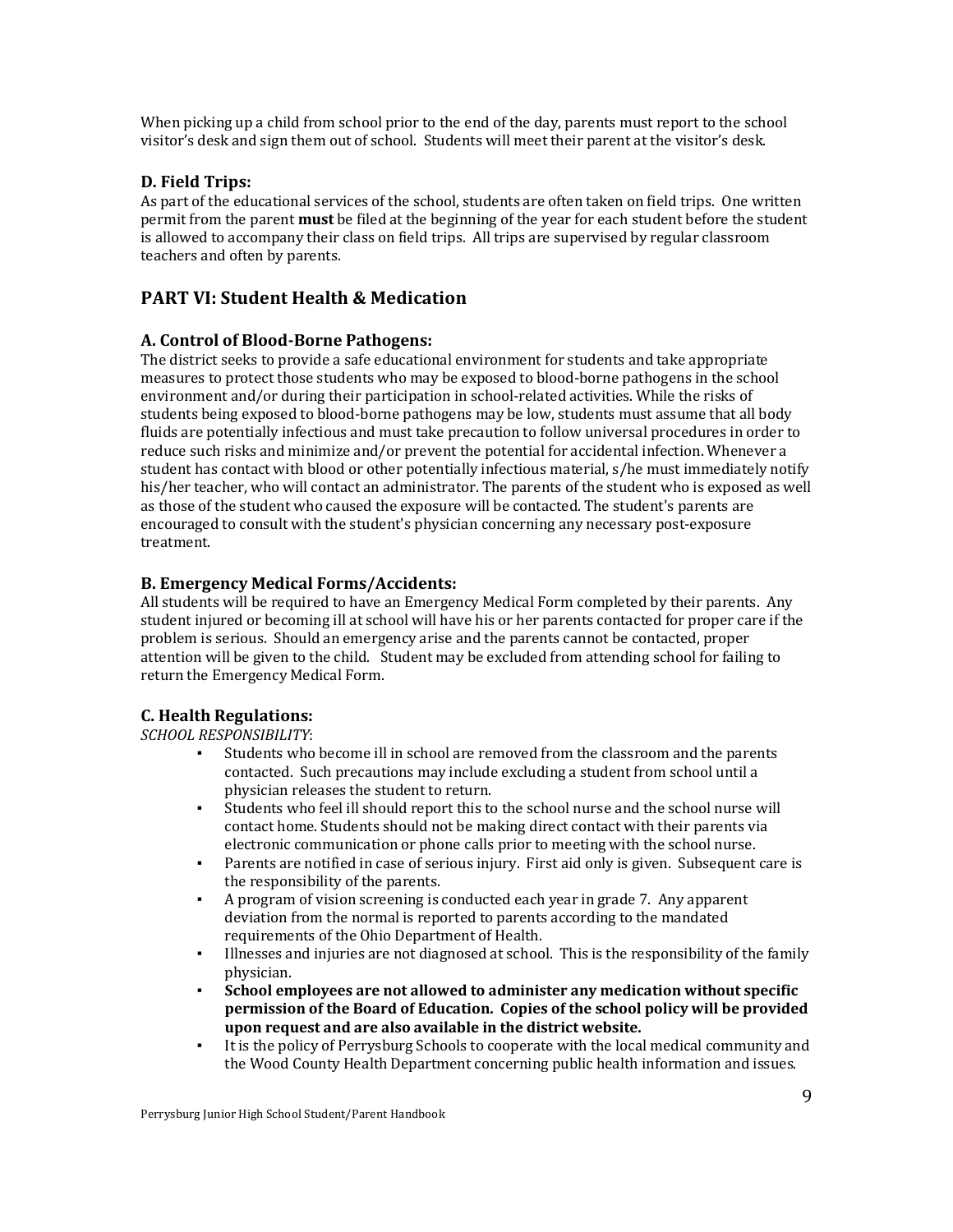When picking up a child from school prior to the end of the day, parents must report to the school visitor's desk and sign them out of school. Students will meet their parent at the visitor's desk.

### D. Field Trips:

As part of the educational services of the school, students are often taken on field trips. One written permit from the parent **must** be filed at the beginning of the year for each student before the student is allowed to accompany their class on field trips. All trips are supervised by regular classroom teachers and often by parents.

## PART VI: Student Health & Medication

### A. Control of Blood-Borne Pathogens:

The district seeks to provide a safe educational environment for students and take appropriate measures to protect those students who may be exposed to blood-borne pathogens in the school environment and/or during their participation in school-related activities. While the risks of students being exposed to blood-borne pathogens may be low, students must assume that all body fluids are potentially infectious and must take precaution to follow universal procedures in order to reduce such risks and minimize and/or prevent the potential for accidental infection. Whenever a student has contact with blood or other potentially infectious material, s/he must immediately notify his/her teacher, who will contact an administrator. The parents of the student who is exposed as well as those of the student who caused the exposure will be contacted. The student's parents are encouraged to consult with the student's physician concerning any necessary post-exposure treatment.

### B. Emergency Medical Forms/Accidents:

All students will be required to have an Emergency Medical Form completed by their parents. Any student injured or becoming ill at school will have his or her parents contacted for proper care if the problem is serious. Should an emergency arise and the parents cannot be contacted, proper attention will be given to the child. Student may be excluded from attending school for failing to return the Emergency Medical Form.

### C. Health Regulations:

*SCHOOL RESPONSIBILITY*:

- Students who become ill in school are removed from the classroom and the parents contacted. Such precautions may include excluding a student from school until a physician releases the student to return.
- Students who feel ill should report this to the school nurse and the school nurse will contact home. Students should not be making direct contact with their parents via electronic communication or phone calls prior to meeting with the school nurse.
- Parents are notified in case of serious injury. First aid only is given. Subsequent care is the responsibility of the parents.
- A program of vision screening is conducted each year in grade 7. Any apparent deviation from the normal is reported to parents according to the mandated requirements of the Ohio Department of Health.
- Illnesses and injuries are not diagnosed at school. This is the responsibility of the family physician.
- **School employees are not allowed to administer any medication without specific permission of the Board of Education. Copies of the school policy will be provided upon request and are also available in the district website.**
- It is the policy of Perrysburg Schools to cooperate with the local medical community and the Wood County Health Department concerning public health information and issues.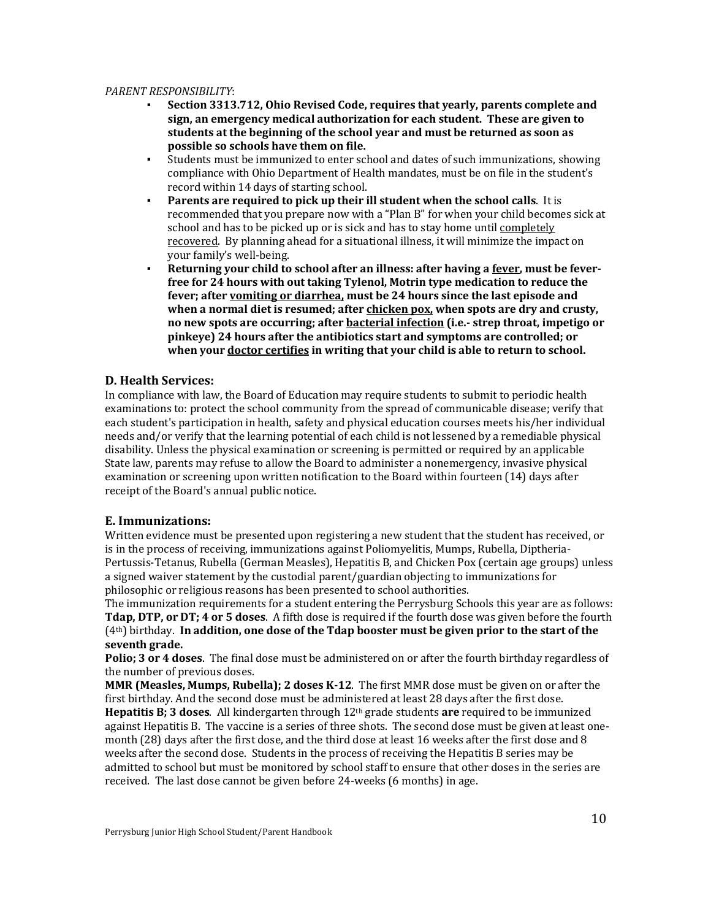*PARENT RESPONSIBILITY*:

- **Section 3313.712, Ohio Revised Code, requires that yearly, parents complete and sign, an emergency medical authorization for each student. These are given to students at the beginning of the school year and must be returned as soon as possible so schools have them on file.**
- Students must be immunized to enter school and dates of such immunizations, showing compliance with Ohio Department of Health mandates, must be on file in the student's record within 14 days of starting school.
- **Parents are required to pick up their ill student when the school calls**. It is recommended that you prepare now with a "Plan B" for when your child becomes sick at school and has to be picked up or is sick and has to stay home until completely recovered. By planning ahead for a situational illness, it will minimize the impact on your family's well-being.
- **Returning your child to school after an illness: after having a fever, must be fever-free for 24 hours with out taking Tylenol, Motrin type medication to reduce the fever; after vomiting or diarrhea, must be 24 hours since the last episode and when a normal diet is resumed; after chicken pox, when spots are dry and crusty, no new spots are occurring; after bacterial infection (i.e.- strep throat, impetigo or pinkeye) 24 hours after the antibiotics start and symptoms are controlled; or when your doctor certifies in writing that your child is able to return to school.**

## D. Health Services:

In compliance with law, the Board of Education may require students to submit to periodic health examinations to: protect the school community from the spread of communicable disease; verify that each student's participation in health, safety and physical education courses meets his/her individual needs and/or verify that the learning potential of each child is not lessened by a remediable physical disability. Unless the physical examination or screening is permitted or required by an applicable State law, parents may refuse to allow the Board to administer a nonemergency, invasive physical examination or screening upon written notification to the Board within fourteen (14) days after receipt of the Board's annual public notice.

## E. Immunizations:

Written evidence must be presented upon registering a new student that the student has received, or is in the process of receiving, immunizations against Poliomyelitis, Mumps, Rubella, Diptheria-Pertussis-Tetanus, Rubella (German Measles), Hepatitis B, and Chicken Pox (certain age groups) unless a signed waiver statement by the custodial parent/guardian objecting to immunizations for philosophic or religious reasons has been presented to school authorities.

The immunization requirements for a student entering the Perrysburg Schools this year are as follows:

**Tdap, DTP, or DT; 4 or 5 doses**. A fifth dose is required if the fourth dose was given before the fourth (4th) birthday. **In addition, one dose of the Tdap booster must be given prior to the start of the seventh grade.**

**Polio; 3 or 4 doses**. The final dose must be administered on or after the fourth birthday regardless of the number of previous doses.

**MMR (Measles, Mumps, Rubella); 2 doses K-12**. The first MMR dose must be given on or after the first birthday. And the second dose must be administered at least 28 days after the first dose.

**Hepatitis B; 3 doses**. All kindergarten through 12th grade students **are** required to be immunized against Hepatitis B. The vaccine is a series of three shots. The second dose must be given at least one-month (28) days after the first dose, and the third dose at least 16 weeks after the first dose and 8 weeks after the second dose. Students in the process of receiving the Hepatitis B series may be admitted to school but must be monitored by school staff to ensure that other doses in the series are received. The last dose cannot be given before 24-weeks (6 months) in age.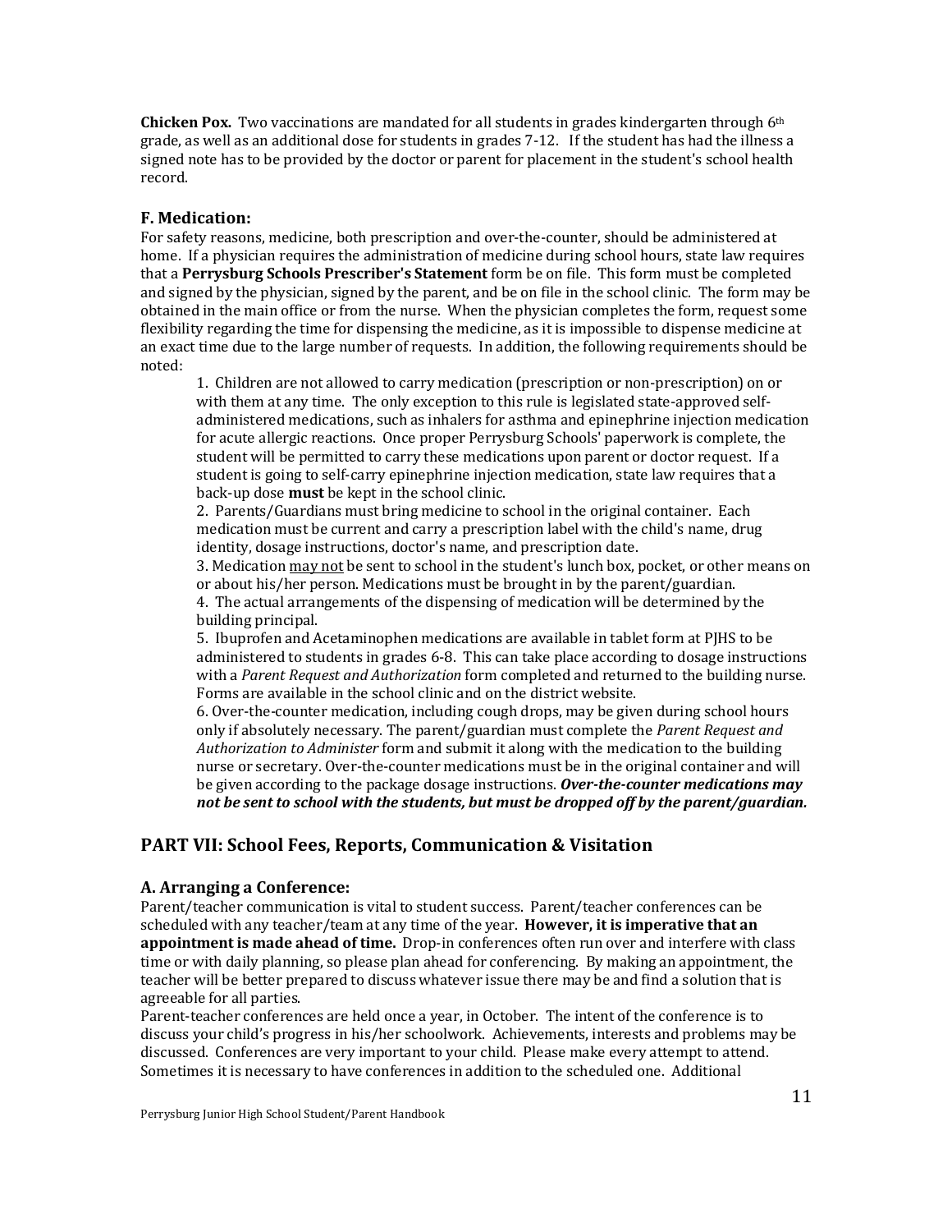**Chicken Pox.** Two vaccinations are mandated for all students in grades kindergarten through 6th grade, as well as an additional dose for students in grades 7-12. If the student has had the illness a signed note has to be provided by the doctor or parent for placement in the student's school health record.

### F. Medication:

For safety reasons, medicine, both prescription and over-the-counter, should be administered at home. If a physician requires the administration of medicine during school hours, state law requires that a **Perrysburg Schools Prescriber's Statement** form be on file. This form must be completed and signed by the physician, signed by the parent, and be on file in the school clinic. The form may be obtained in the main office or from the nurse. When the physician completes the form, request some flexibility regarding the time for dispensing the medicine, as it is impossible to dispense medicine at an exact time due to the large number of requests. In addition, the following requirements should be noted:

1. Children are not allowed to carry medication (prescription or non-prescription) on or with them at any time. The only exception to this rule is legislated state-approved self-administered medications, such as inhalers for asthma and epinephrine injection medication for acute allergic reactions. Once proper Perrysburg Schools' paperwork is complete, the student will be permitted to carry these medications upon parent or doctor request. If a student is going to self-carry epinephrine injection medication, state law requires that a back-up dose **must** be kept in the school clinic.
2. Parents/Guardians must bring medicine to school in the original container. Each medication must be current and carry a prescription label with the child's name, drug identity, dosage instructions, doctor's name, and prescription date.
3. Medication may not be sent to school in the student's lunch box, pocket, or other means on or about his/her person. Medications must be brought in by the parent/guardian.
4. The actual arrangements of the dispensing of medication will be determined by the building principal.
5. Ibuprofen and Acetaminophen medications are available in tablet form at PJHS to be administered to students in grades 6-8. This can take place according to dosage instructions with a *Parent Request and Authorization* form completed and returned to the building nurse. Forms are available in the school clinic and on the district website.
6. Over-the-counter medication, including cough drops, may be given during school hours only if absolutely necessary. The parent/guardian must complete the *Parent Request and Authorization to Administer* form and submit it along with the medication to the building nurse or secretary. Over-the-counter medications must be in the original container and will be given according to the package dosage instructions. ***Over-the-counter medications may not be sent to school with the students, but must be dropped off by the parent/guardian.***

## PART VII: School Fees, Reports, Communication & Visitation

### A. Arranging a Conference:

Parent/teacher communication is vital to student success. Parent/teacher conferences can be scheduled with any teacher/team at any time of the year. **However, it is imperative that an appointment is made ahead of time.** Drop-in conferences often run over and interfere with class time or with daily planning, so please plan ahead for conferencing. By making an appointment, the teacher will be better prepared to discuss whatever issue there may be and find a solution that is agreeable for all parties.

Parent-teacher conferences are held once a year, in October. The intent of the conference is to discuss your child's progress in his/her schoolwork. Achievements, interests and problems may be discussed. Conferences are very important to your child. Please make every attempt to attend. Sometimes it is necessary to have conferences in addition to the scheduled one. Additional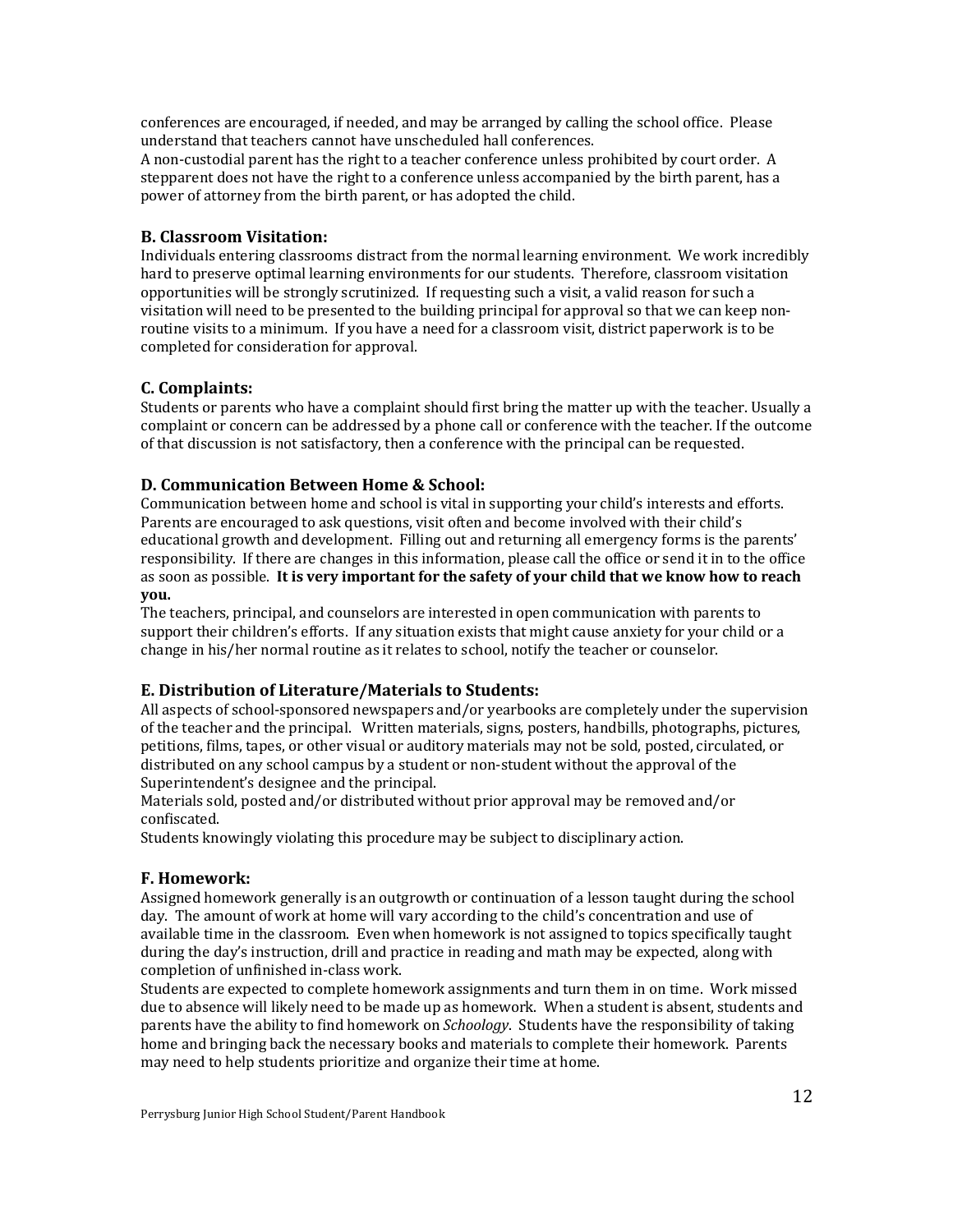conferences are encouraged, if needed, and may be arranged by calling the school office. Please understand that teachers cannot have unscheduled hall conferences.

A non-custodial parent has the right to a teacher conference unless prohibited by court order. A stepparent does not have the right to a conference unless accompanied by the birth parent, has a power of attorney from the birth parent, or has adopted the child.

### B. Classroom Visitation:

Individuals entering classrooms distract from the normal learning environment. We work incredibly hard to preserve optimal learning environments for our students. Therefore, classroom visitation opportunities will be strongly scrutinized. If requesting such a visit, a valid reason for such a visitation will need to be presented to the building principal for approval so that we can keep non-routine visits to a minimum. If you have a need for a classroom visit, district paperwork is to be completed for consideration for approval.

### C. Complaints:

Students or parents who have a complaint should first bring the matter up with the teacher. Usually a complaint or concern can be addressed by a phone call or conference with the teacher. If the outcome of that discussion is not satisfactory, then a conference with the principal can be requested.

### D. Communication Between Home & School:

Communication between home and school is vital in supporting your child's interests and efforts. Parents are encouraged to ask questions, visit often and become involved with their child's educational growth and development. Filling out and returning all emergency forms is the parents' responsibility. If there are changes in this information, please call the office or send it in to the office as soon as possible. **It is very important for the safety of your child that we know how to reach you.**

The teachers, principal, and counselors are interested in open communication with parents to support their children's efforts. If any situation exists that might cause anxiety for your child or a change in his/her normal routine as it relates to school, notify the teacher or counselor.

### E. Distribution of Literature/Materials to Students:

All aspects of school-sponsored newspapers and/or yearbooks are completely under the supervision of the teacher and the principal. Written materials, signs, posters, handbills, photographs, pictures, petitions, films, tapes, or other visual or auditory materials may not be sold, posted, circulated, or distributed on any school campus by a student or non-student without the approval of the Superintendent's designee and the principal.

Materials sold, posted and/or distributed without prior approval may be removed and/or confiscated.

Students knowingly violating this procedure may be subject to disciplinary action.

### F. Homework:

Assigned homework generally is an outgrowth or continuation of a lesson taught during the school day. The amount of work at home will vary according to the child's concentration and use of available time in the classroom. Even when homework is not assigned to topics specifically taught during the day's instruction, drill and practice in reading and math may be expected, along with completion of unfinished in-class work.

Students are expected to complete homework assignments and turn them in on time. Work missed due to absence will likely need to be made up as homework. When a student is absent, students and parents have the ability to find homework on *Schoology*. Students have the responsibility of taking home and bringing back the necessary books and materials to complete their homework. Parents may need to help students prioritize and organize their time at home.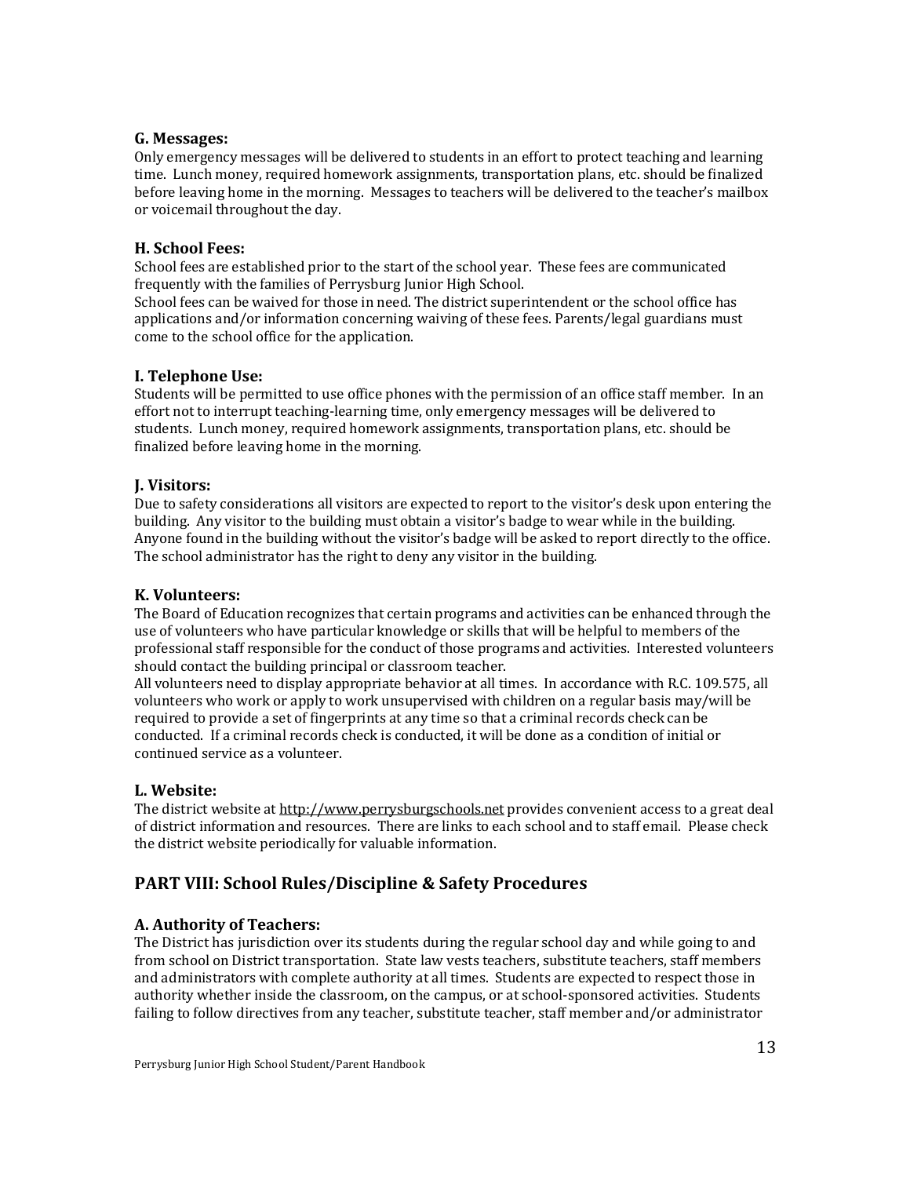### G. Messages:

Only emergency messages will be delivered to students in an effort to protect teaching and learning time. Lunch money, required homework assignments, transportation plans, etc. should be finalized before leaving home in the morning. Messages to teachers will be delivered to the teacher's mailbox or voicemail throughout the day.

### H. School Fees:

School fees are established prior to the start of the school year. These fees are communicated frequently with the families of Perrysburg Junior High School.
School fees can be waived for those in need. The district superintendent or the school office has applications and/or information concerning waiving of these fees. Parents/legal guardians must come to the school office for the application.

### I. Telephone Use:

Students will be permitted to use office phones with the permission of an office staff member. In an effort not to interrupt teaching-learning time, only emergency messages will be delivered to students. Lunch money, required homework assignments, transportation plans, etc. should be finalized before leaving home in the morning.

### J. Visitors:

Due to safety considerations all visitors are expected to report to the visitor's desk upon entering the building. Any visitor to the building must obtain a visitor's badge to wear while in the building. Anyone found in the building without the visitor's badge will be asked to report directly to the office. The school administrator has the right to deny any visitor in the building.

### K. Volunteers:

The Board of Education recognizes that certain programs and activities can be enhanced through the use of volunteers who have particular knowledge or skills that will be helpful to members of the professional staff responsible for the conduct of those programs and activities. Interested volunteers should contact the building principal or classroom teacher.
All volunteers need to display appropriate behavior at all times. In accordance with R.C. 109.575, all volunteers who work or apply to work unsupervised with children on a regular basis may/will be required to provide a set of fingerprints at any time so that a criminal records check can be conducted. If a criminal records check is conducted, it will be done as a condition of initial or continued service as a volunteer.

### L. Website:

The district website at http://www.perrysburgschools.net provides convenient access to a great deal of district information and resources. There are links to each school and to staff email. Please check the district website periodically for valuable information.

## PART VIII: School Rules/Discipline & Safety Procedures

### A. Authority of Teachers:

The District has jurisdiction over its students during the regular school day and while going to and from school on District transportation. State law vests teachers, substitute teachers, staff members and administrators with complete authority at all times. Students are expected to respect those in authority whether inside the classroom, on the campus, or at school-sponsored activities. Students failing to follow directives from any teacher, substitute teacher, staff member and/or administrator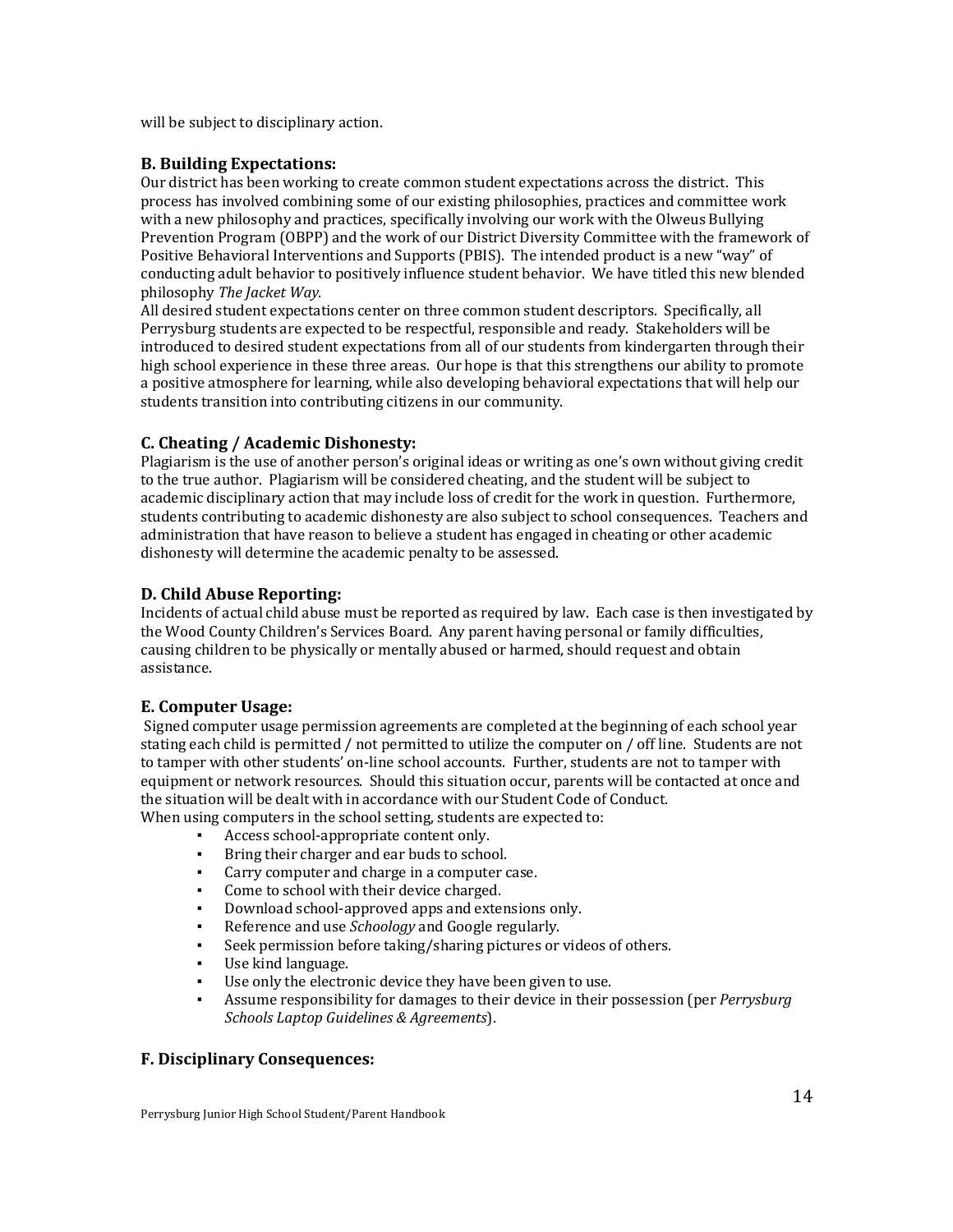will be subject to disciplinary action.

### B. Building Expectations:

Our district has been working to create common student expectations across the district. This process has involved combining some of our existing philosophies, practices and committee work with a new philosophy and practices, specifically involving our work with the Olweus Bullying Prevention Program (OBPP) and the work of our District Diversity Committee with the framework of Positive Behavioral Interventions and Supports (PBIS). The intended product is a new "way" of conducting adult behavior to positively influence student behavior. We have titled this new blended philosophy *The Jacket Way*.

All desired student expectations center on three common student descriptors. Specifically, all Perrysburg students are expected to be respectful, responsible and ready. Stakeholders will be introduced to desired student expectations from all of our students from kindergarten through their high school experience in these three areas. Our hope is that this strengthens our ability to promote a positive atmosphere for learning, while also developing behavioral expectations that will help our students transition into contributing citizens in our community.

### C. Cheating / Academic Dishonesty:

Plagiarism is the use of another person's original ideas or writing as one's own without giving credit to the true author. Plagiarism will be considered cheating, and the student will be subject to academic disciplinary action that may include loss of credit for the work in question. Furthermore, students contributing to academic dishonesty are also subject to school consequences. Teachers and administration that have reason to believe a student has engaged in cheating or other academic dishonesty will determine the academic penalty to be assessed.

### D. Child Abuse Reporting:

Incidents of actual child abuse must be reported as required by law. Each case is then investigated by the Wood County Children's Services Board. Any parent having personal or family difficulties, causing children to be physically or mentally abused or harmed, should request and obtain assistance.

### E. Computer Usage:

Signed computer usage permission agreements are completed at the beginning of each school year stating each child is permitted / not permitted to utilize the computer on / off line. Students are not to tamper with other students' on-line school accounts. Further, students are not to tamper with equipment or network resources. Should this situation occur, parents will be contacted at once and the situation will be dealt with in accordance with our Student Code of Conduct.

When using computers in the school setting, students are expected to:

- Access school-appropriate content only.
- Bring their charger and ear buds to school.
- Carry computer and charge in a computer case.
- Come to school with their device charged.
- Download school-approved apps and extensions only.
- Reference and use *Schoology* and Google regularly.
- Seek permission before taking/sharing pictures or videos of others.
- Use kind language.
- Use only the electronic device they have been given to use.
- Assume responsibility for damages to their device in their possession (per *Perrysburg Schools Laptop Guidelines & Agreements*).

### F. Disciplinary Consequences: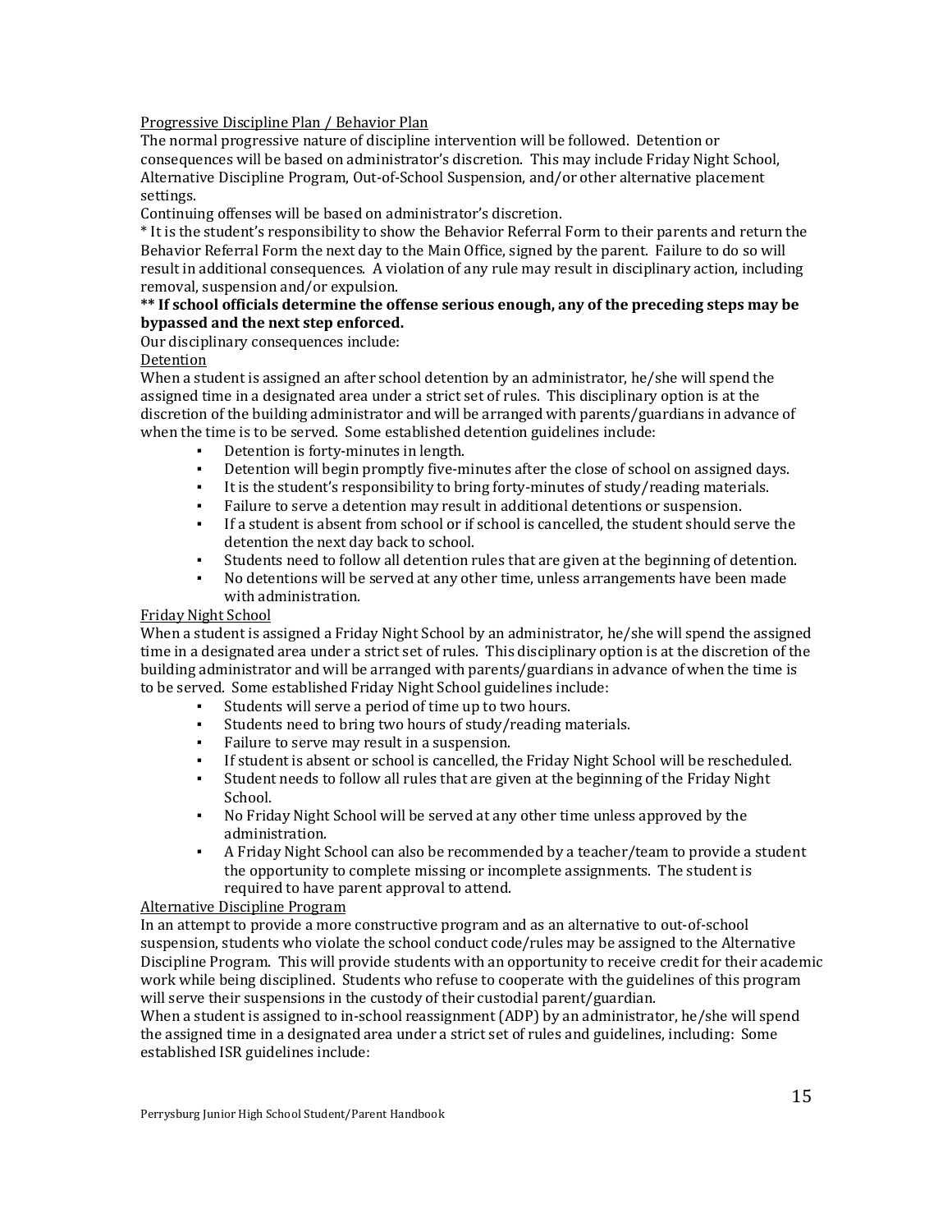Progressive Discipline Plan / Behavior Plan

The normal progressive nature of discipline intervention will be followed. Detention or consequences will be based on administrator's discretion. This may include Friday Night School, Alternative Discipline Program, Out-of-School Suspension, and/or other alternative placement settings.

Continuing offenses will be based on administrator's discretion.

* It is the student's responsibility to show the Behavior Referral Form to their parents and return the Behavior Referral Form the next day to the Main Office, signed by the parent. Failure to do so will result in additional consequences. A violation of any rule may result in disciplinary action, including removal, suspension and/or expulsion.

**** If school officials determine the offense serious enough, any of the preceding steps may be bypassed and the next step enforced.**

Our disciplinary consequences include:

Detention

When a student is assigned an after school detention by an administrator, he/she will spend the assigned time in a designated area under a strict set of rules. This disciplinary option is at the discretion of the building administrator and will be arranged with parents/guardians in advance of when the time is to be served. Some established detention guidelines include:

- Detention is forty-minutes in length.
- Detention will begin promptly five-minutes after the close of school on assigned days.
- It is the student's responsibility to bring forty-minutes of study/reading materials.
- Failure to serve a detention may result in additional detentions or suspension.
- If a student is absent from school or if school is cancelled, the student should serve the detention the next day back to school.
- Students need to follow all detention rules that are given at the beginning of detention.
- No detentions will be served at any other time, unless arrangements have been made with administration.

Friday Night School

When a student is assigned a Friday Night School by an administrator, he/she will spend the assigned time in a designated area under a strict set of rules. This disciplinary option is at the discretion of the building administrator and will be arranged with parents/guardians in advance of when the time is to be served. Some established Friday Night School guidelines include:

- Students will serve a period of time up to two hours.
- Students need to bring two hours of study/reading materials.
- Failure to serve may result in a suspension.
- If student is absent or school is cancelled, the Friday Night School will be rescheduled.
- Student needs to follow all rules that are given at the beginning of the Friday Night School.
- No Friday Night School will be served at any other time unless approved by the administration.
- A Friday Night School can also be recommended by a teacher/team to provide a student the opportunity to complete missing or incomplete assignments. The student is required to have parent approval to attend.

Alternative Discipline Program

In an attempt to provide a more constructive program and as an alternative to out-of-school suspension, students who violate the school conduct code/rules may be assigned to the Alternative Discipline Program. This will provide students with an opportunity to receive credit for their academic work while being disciplined. Students who refuse to cooperate with the guidelines of this program will serve their suspensions in the custody of their custodial parent/guardian.

When a student is assigned to in-school reassignment (ADP) by an administrator, he/she will spend the assigned time in a designated area under a strict set of rules and guidelines, including: Some established ISR guidelines include: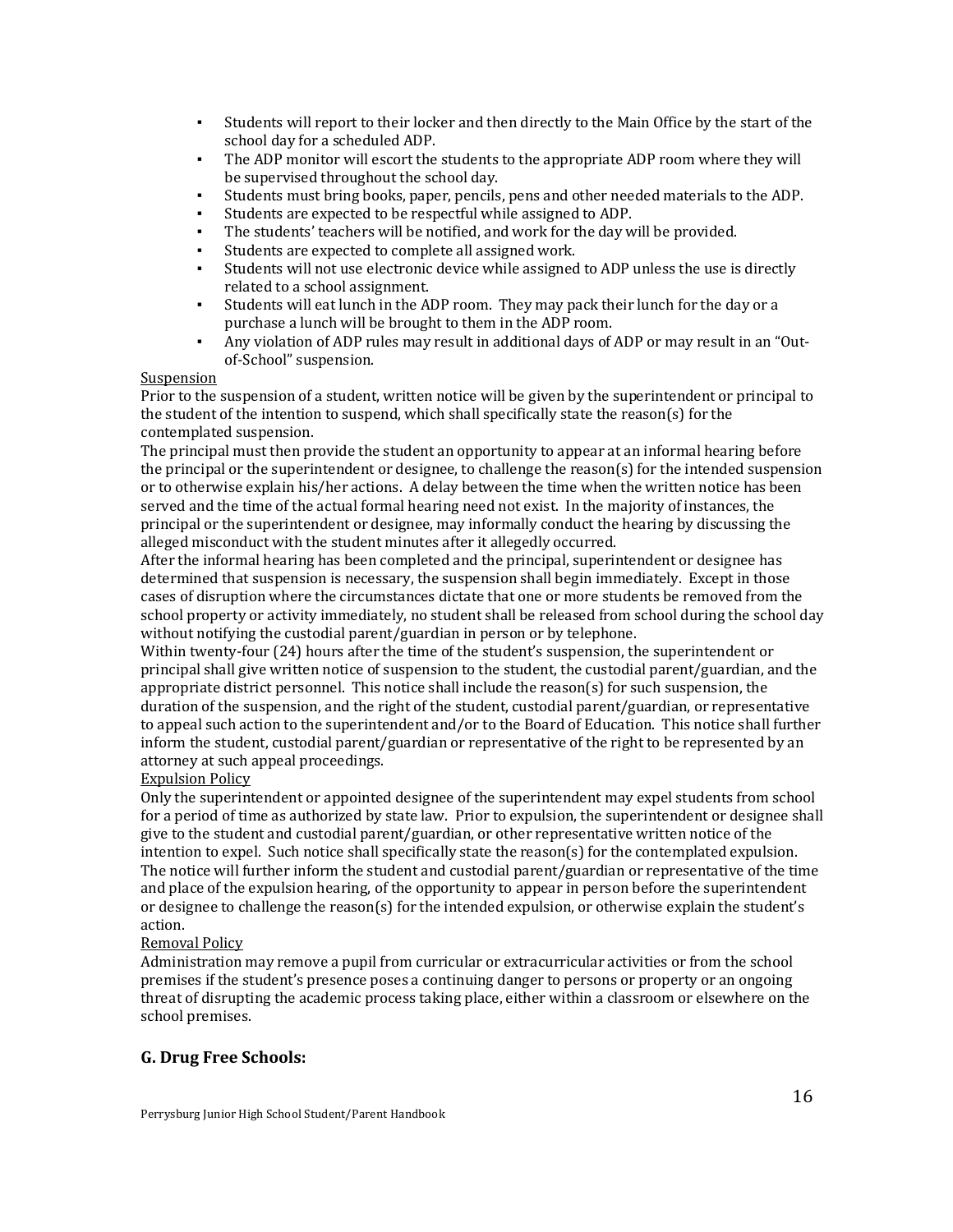- Students will report to their locker and then directly to the Main Office by the start of the school day for a scheduled ADP.
- The ADP monitor will escort the students to the appropriate ADP room where they will be supervised throughout the school day.
- Students must bring books, paper, pencils, pens and other needed materials to the ADP.
- Students are expected to be respectful while assigned to ADP.
- The students' teachers will be notified, and work for the day will be provided.
- Students are expected to complete all assigned work.
- Students will not use electronic device while assigned to ADP unless the use is directly related to a school assignment.
- Students will eat lunch in the ADP room. They may pack their lunch for the day or a purchase a lunch will be brought to them in the ADP room.
- Any violation of ADP rules may result in additional days of ADP or may result in an "Out-of-School" suspension.

<u>Suspension</u>

Prior to the suspension of a student, written notice will be given by the superintendent or principal to the student of the intention to suspend, which shall specifically state the reason(s) for the contemplated suspension.

The principal must then provide the student an opportunity to appear at an informal hearing before the principal or the superintendent or designee, to challenge the reason(s) for the intended suspension or to otherwise explain his/her actions. A delay between the time when the written notice has been served and the time of the actual formal hearing need not exist. In the majority of instances, the principal or the superintendent or designee, may informally conduct the hearing by discussing the alleged misconduct with the student minutes after it allegedly occurred.

After the informal hearing has been completed and the principal, superintendent or designee has determined that suspension is necessary, the suspension shall begin immediately. Except in those cases of disruption where the circumstances dictate that one or more students be removed from the school property or activity immediately, no student shall be released from school during the school day without notifying the custodial parent/guardian in person or by telephone.

Within twenty-four (24) hours after the time of the student's suspension, the superintendent or principal shall give written notice of suspension to the student, the custodial parent/guardian, and the appropriate district personnel. This notice shall include the reason(s) for such suspension, the duration of the suspension, and the right of the student, custodial parent/guardian, or representative to appeal such action to the superintendent and/or to the Board of Education. This notice shall further inform the student, custodial parent/guardian or representative of the right to be represented by an attorney at such appeal proceedings.

<u>Expulsion Policy</u>

Only the superintendent or appointed designee of the superintendent may expel students from school for a period of time as authorized by state law. Prior to expulsion, the superintendent or designee shall give to the student and custodial parent/guardian, or other representative written notice of the intention to expel. Such notice shall specifically state the reason(s) for the contemplated expulsion. The notice will further inform the student and custodial parent/guardian or representative of the time and place of the expulsion hearing, of the opportunity to appear in person before the superintendent or designee to challenge the reason(s) for the intended expulsion, or otherwise explain the student's action.

<u>Removal Policy</u>

Administration may remove a pupil from curricular or extracurricular activities or from the school premises if the student's presence poses a continuing danger to persons or property or an ongoing threat of disrupting the academic process taking place, either within a classroom or elsewhere on the school premises.

## G. Drug Free Schools: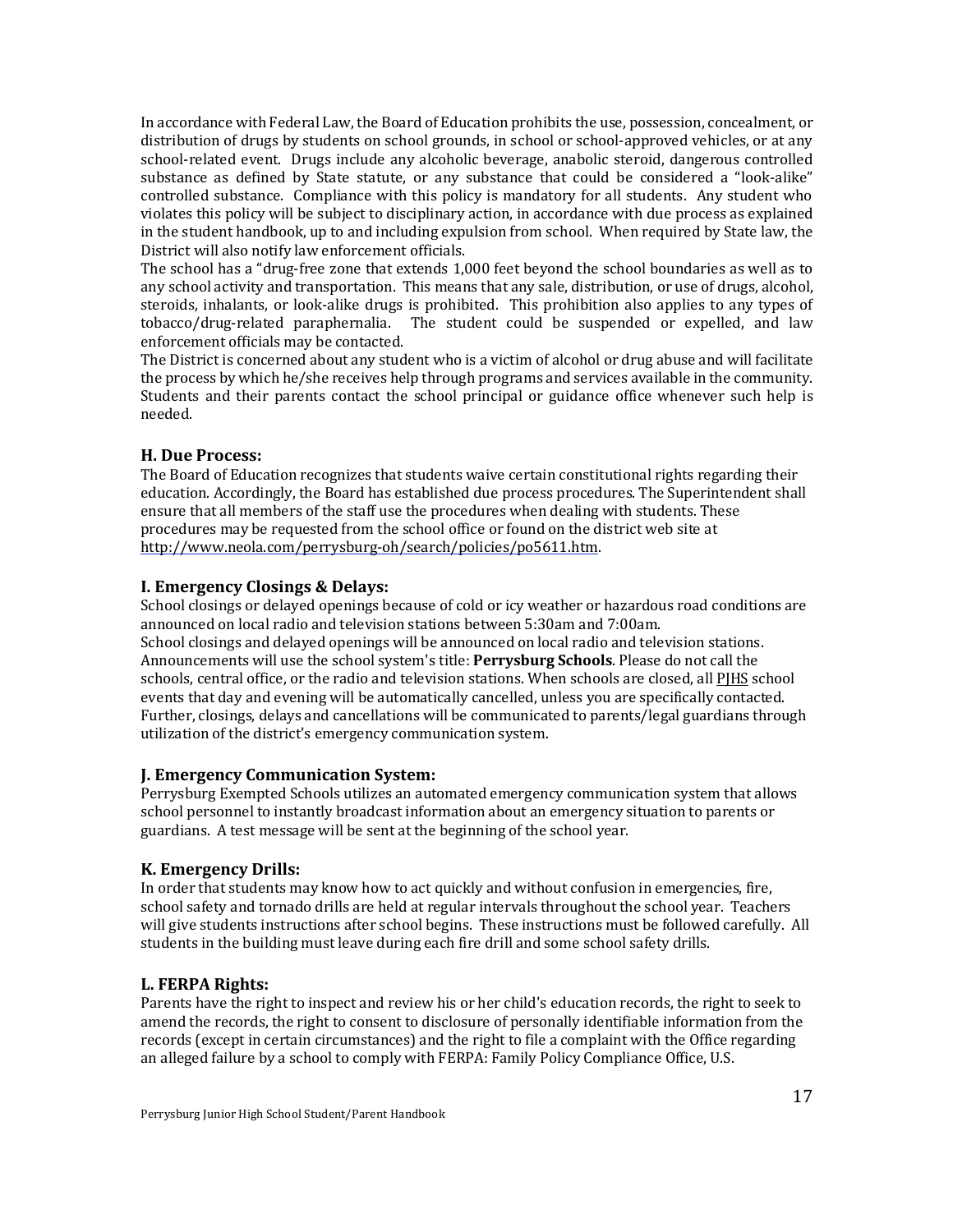In accordance with Federal Law, the Board of Education prohibits the use, possession, concealment, or distribution of drugs by students on school grounds, in school or school-approved vehicles, or at any school-related event. Drugs include any alcoholic beverage, anabolic steroid, dangerous controlled substance as defined by State statute, or any substance that could be considered a "look-alike" controlled substance. Compliance with this policy is mandatory for all students. Any student who violates this policy will be subject to disciplinary action, in accordance with due process as explained in the student handbook, up to and including expulsion from school. When required by State law, the District will also notify law enforcement officials.

The school has a "drug-free zone that extends 1,000 feet beyond the school boundaries as well as to any school activity and transportation. This means that any sale, distribution, or use of drugs, alcohol, steroids, inhalants, or look-alike drugs is prohibited. This prohibition also applies to any types of tobacco/drug-related paraphernalia. The student could be suspended or expelled, and law enforcement officials may be contacted.

The District is concerned about any student who is a victim of alcohol or drug abuse and will facilitate the process by which he/she receives help through programs and services available in the community. Students and their parents contact the school principal or guidance office whenever such help is needed.

### H. Due Process:

The Board of Education recognizes that students waive certain constitutional rights regarding their education. Accordingly, the Board has established due process procedures. The Superintendent shall ensure that all members of the staff use the procedures when dealing with students. These procedures may be requested from the school office or found on the district web site at http://www.neola.com/perrysburg-oh/search/policies/po5611.htm.

### I. Emergency Closings & Delays:

School closings or delayed openings because of cold or icy weather or hazardous road conditions are announced on local radio and television stations between 5:30am and 7:00am.

School closings and delayed openings will be announced on local radio and television stations. Announcements will use the school system's title: **Perrysburg Schools**. Please do not call the schools, central office, or the radio and television stations. When schools are closed, all PJHS school events that day and evening will be automatically cancelled, unless you are specifically contacted. Further, closings, delays and cancellations will be communicated to parents/legal guardians through utilization of the district's emergency communication system.

### J. Emergency Communication System:

Perrysburg Exempted Schools utilizes an automated emergency communication system that allows school personnel to instantly broadcast information about an emergency situation to parents or guardians. A test message will be sent at the beginning of the school year.

### K. Emergency Drills:

In order that students may know how to act quickly and without confusion in emergencies, fire, school safety and tornado drills are held at regular intervals throughout the school year. Teachers will give students instructions after school begins. These instructions must be followed carefully. All students in the building must leave during each fire drill and some school safety drills.

### L. FERPA Rights:

Parents have the right to inspect and review his or her child's education records, the right to seek to amend the records, the right to consent to disclosure of personally identifiable information from the records (except in certain circumstances) and the right to file a complaint with the Office regarding an alleged failure by a school to comply with FERPA: Family Policy Compliance Office, U.S.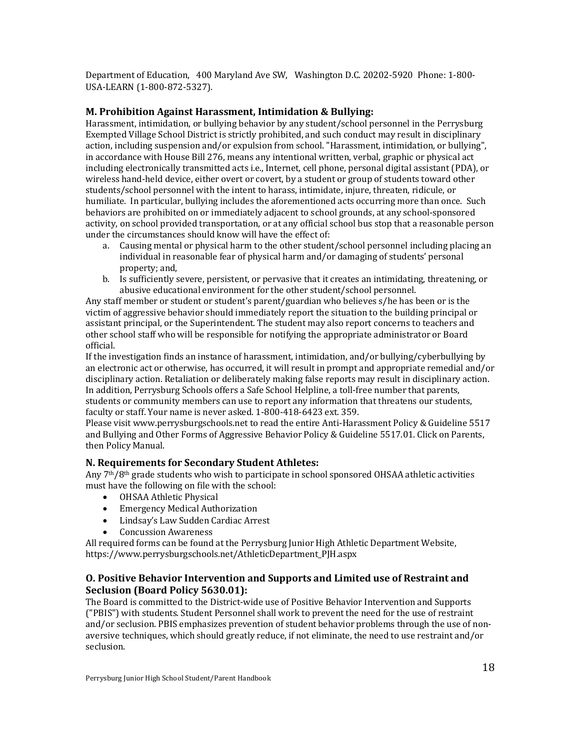Department of Education, 400 Maryland Ave SW, Washington D.C. 20202-5920 Phone: 1-800-USA-LEARN (1-800-872-5327).

### M. Prohibition Against Harassment, Intimidation & Bullying:

Harassment, intimidation, or bullying behavior by any student/school personnel in the Perrysburg Exempted Village School District is strictly prohibited, and such conduct may result in disciplinary action, including suspension and/or expulsion from school. "Harassment, intimidation, or bullying", in accordance with House Bill 276, means any intentional written, verbal, graphic or physical act including electronically transmitted acts i.e., Internet, cell phone, personal digital assistant (PDA), or wireless hand-held device, either overt or covert, by a student or group of students toward other students/school personnel with the intent to harass, intimidate, injure, threaten, ridicule, or humiliate. In particular, bullying includes the aforementioned acts occurring more than once. Such behaviors are prohibited on or immediately adjacent to school grounds, at any school-sponsored activity, on school provided transportation, or at any official school bus stop that a reasonable person under the circumstances should know will have the effect of:

a. Causing mental or physical harm to the other student/school personnel including placing an individual in reasonable fear of physical harm and/or damaging of students' personal property; and,
b. Is sufficiently severe, persistent, or pervasive that it creates an intimidating, threatening, or abusive educational environment for the other student/school personnel.

Any staff member or student or student's parent/guardian who believes s/he has been or is the victim of aggressive behavior should immediately report the situation to the building principal or assistant principal, or the Superintendent. The student may also report concerns to teachers and other school staff who will be responsible for notifying the appropriate administrator or Board official.

If the investigation finds an instance of harassment, intimidation, and/or bullying/cyberbullying by an electronic act or otherwise, has occurred, it will result in prompt and appropriate remedial and/or disciplinary action. Retaliation or deliberately making false reports may result in disciplinary action. In addition, Perrysburg Schools offers a Safe School Helpline, a toll-free number that parents, students or community members can use to report any information that threatens our students, faculty or staff. Your name is never asked. 1-800-418-6423 ext. 359.

Please visit www.perrysburgschools.net to read the entire Anti-Harassment Policy & Guideline 5517 and Bullying and Other Forms of Aggressive Behavior Policy & Guideline 5517.01. Click on Parents, then Policy Manual.

### N. Requirements for Secondary Student Athletes:

Any 7th/8th grade students who wish to participate in school sponsored OHSAA athletic activities must have the following on file with the school:

- OHSAA Athletic Physical
- Emergency Medical Authorization
- Lindsay's Law Sudden Cardiac Arrest
- Concussion Awareness

All required forms can be found at the Perrysburg Junior High Athletic Department Website, https://www.perrysburgschools.net/AthleticDepartment_PJH.aspx

### O. Positive Behavior Intervention and Supports and Limited use of Restraint and Seclusion (Board Policy 5630.01):

The Board is committed to the District-wide use of Positive Behavior Intervention and Supports ("PBIS") with students. Student Personnel shall work to prevent the need for the use of restraint and/or seclusion. PBIS emphasizes prevention of student behavior problems through the use of non-aversive techniques, which should greatly reduce, if not eliminate, the need to use restraint and/or seclusion.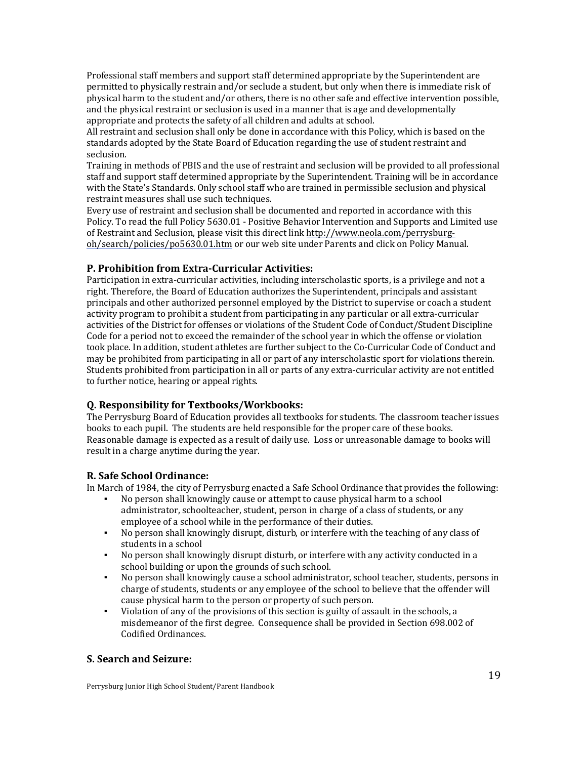Professional staff members and support staff determined appropriate by the Superintendent are permitted to physically restrain and/or seclude a student, but only when there is immediate risk of physical harm to the student and/or others, there is no other safe and effective intervention possible, and the physical restraint or seclusion is used in a manner that is age and developmentally appropriate and protects the safety of all children and adults at school.

All restraint and seclusion shall only be done in accordance with this Policy, which is based on the standards adopted by the State Board of Education regarding the use of student restraint and seclusion.

Training in methods of PBIS and the use of restraint and seclusion will be provided to all professional staff and support staff determined appropriate by the Superintendent. Training will be in accordance with the State's Standards. Only school staff who are trained in permissible seclusion and physical restraint measures shall use such techniques.

Every use of restraint and seclusion shall be documented and reported in accordance with this Policy. To read the full Policy 5630.01 - Positive Behavior Intervention and Supports and Limited use of Restraint and Seclusion, please visit this direct link [http://www.neola.com/perrysburg-oh/search/policies/po5630.01.htm](http://www.neola.com/perrysburg-oh/search/policies/po5630.01.htm) or our web site under Parents and click on Policy Manual.

### P. Prohibition from Extra-Curricular Activities:

Participation in extra-curricular activities, including interscholastic sports, is a privilege and not a right. Therefore, the Board of Education authorizes the Superintendent, principals and assistant principals and other authorized personnel employed by the District to supervise or coach a student activity program to prohibit a student from participating in any particular or all extra-curricular activities of the District for offenses or violations of the Student Code of Conduct/Student Discipline Code for a period not to exceed the remainder of the school year in which the offense or violation took place. In addition, student athletes are further subject to the Co-Curricular Code of Conduct and may be prohibited from participating in all or part of any interscholastic sport for violations therein. Students prohibited from participation in all or parts of any extra-curricular activity are not entitled to further notice, hearing or appeal rights.

### Q. Responsibility for Textbooks/Workbooks:

The Perrysburg Board of Education provides all textbooks for students. The classroom teacher issues books to each pupil. The students are held responsible for the proper care of these books. Reasonable damage is expected as a result of daily use. Loss or unreasonable damage to books will result in a charge anytime during the year.

### R. Safe School Ordinance:

In March of 1984, the city of Perrysburg enacted a Safe School Ordinance that provides the following:

- No person shall knowingly cause or attempt to cause physical harm to a school administrator, schoolteacher, student, person in charge of a class of students, or any employee of a school while in the performance of their duties.
- No person shall knowingly disrupt, disturb, or interfere with the teaching of any class of students in a school
- No person shall knowingly disrupt disturb, or interfere with any activity conducted in a school building or upon the grounds of such school.
- No person shall knowingly cause a school administrator, school teacher, students, persons in charge of students, students or any employee of the school to believe that the offender will cause physical harm to the person or property of such person.
- Violation of any of the provisions of this section is guilty of assault in the schools, a misdemeanor of the first degree. Consequence shall be provided in Section 698.002 of Codified Ordinances.

### S. Search and Seizure: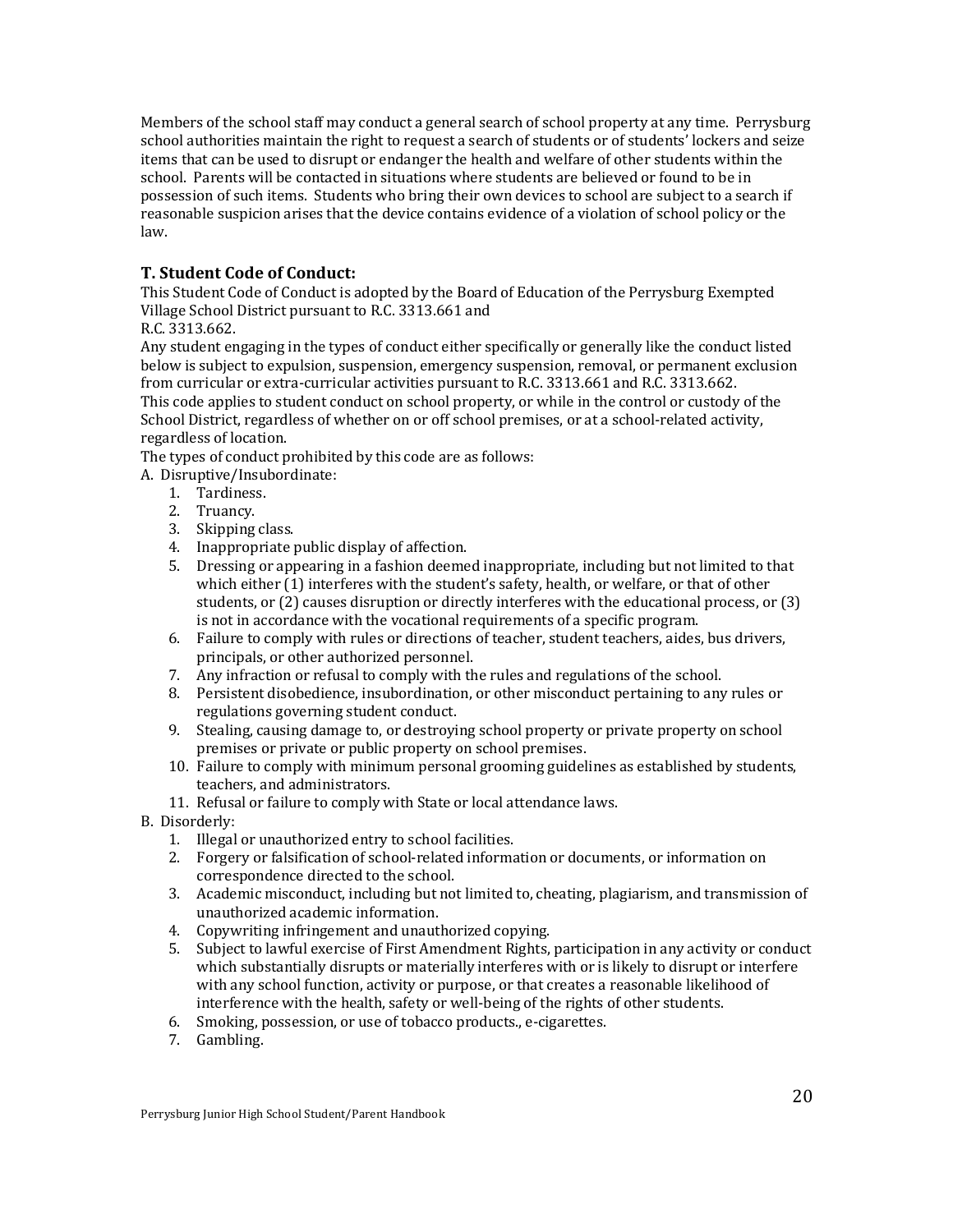Members of the school staff may conduct a general search of school property at any time. Perrysburg school authorities maintain the right to request a search of students or of students' lockers and seize items that can be used to disrupt or endanger the health and welfare of other students within the school. Parents will be contacted in situations where students are believed or found to be in possession of such items. Students who bring their own devices to school are subject to a search if reasonable suspicion arises that the device contains evidence of a violation of school policy or the law.

### T. Student Code of Conduct:

This Student Code of Conduct is adopted by the Board of Education of the Perrysburg Exempted Village School District pursuant to R.C. 3313.661 and
R.C. 3313.662.

Any student engaging in the types of conduct either specifically or generally like the conduct listed below is subject to expulsion, suspension, emergency suspension, removal, or permanent exclusion from curricular or extra-curricular activities pursuant to R.C. 3313.661 and R.C. 3313.662.

This code applies to student conduct on school property, or while in the control or custody of the School District, regardless of whether on or off school premises, or at a school-related activity, regardless of location.

The types of conduct prohibited by this code are as follows:

A. Disruptive/Insubordinate:

1. Tardiness.
2. Truancy.
3. Skipping class.
4. Inappropriate public display of affection.
5. Dressing or appearing in a fashion deemed inappropriate, including but not limited to that which either (1) interferes with the student's safety, health, or welfare, or that of other students, or (2) causes disruption or directly interferes with the educational process, or (3) is not in accordance with the vocational requirements of a specific program.
6. Failure to comply with rules or directions of teacher, student teachers, aides, bus drivers, principals, or other authorized personnel.
7. Any infraction or refusal to comply with the rules and regulations of the school.
8. Persistent disobedience, insubordination, or other misconduct pertaining to any rules or regulations governing student conduct.
9. Stealing, causing damage to, or destroying school property or private property on school premises or private or public property on school premises.
10. Failure to comply with minimum personal grooming guidelines as established by students, teachers, and administrators.
11. Refusal or failure to comply with State or local attendance laws.

B. Disorderly:

1. Illegal or unauthorized entry to school facilities.
2. Forgery or falsification of school-related information or documents, or information on correspondence directed to the school.
3. Academic misconduct, including but not limited to, cheating, plagiarism, and transmission of unauthorized academic information.
4. Copywriting infringement and unauthorized copying.
5. Subject to lawful exercise of First Amendment Rights, participation in any activity or conduct which substantially disrupts or materially interferes with or is likely to disrupt or interfere with any school function, activity or purpose, or that creates a reasonable likelihood of interference with the health, safety or well-being of the rights of other students.
6. Smoking, possession, or use of tobacco products., e-cigarettes.
7. Gambling.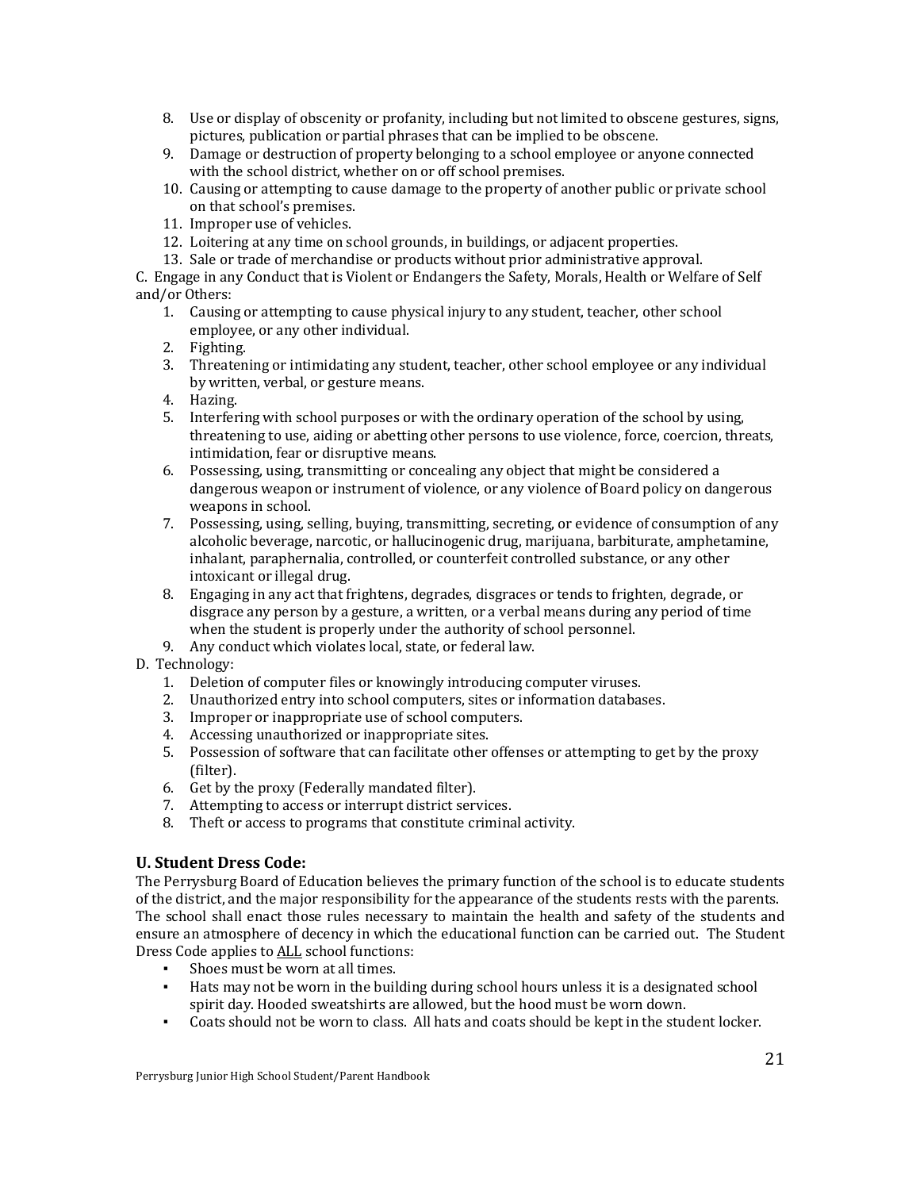8. Use or display of obscenity or profanity, including but not limited to obscene gestures, signs, pictures, publication or partial phrases that can be implied to be obscene.
9. Damage or destruction of property belonging to a school employee or anyone connected with the school district, whether on or off school premises.
10. Causing or attempting to cause damage to the property of another public or private school on that school's premises.
11. Improper use of vehicles.
12. Loitering at any time on school grounds, in buildings, or adjacent properties.
13. Sale or trade of merchandise or products without prior administrative approval.

C. Engage in any Conduct that is Violent or Endangers the Safety, Morals, Health or Welfare of Self and/or Others:

1. Causing or attempting to cause physical injury to any student, teacher, other school employee, or any other individual.
2. Fighting.
3. Threatening or intimidating any student, teacher, other school employee or any individual by written, verbal, or gesture means.
4. Hazing.
5. Interfering with school purposes or with the ordinary operation of the school by using, threatening to use, aiding or abetting other persons to use violence, force, coercion, threats, intimidation, fear or disruptive means.
6. Possessing, using, transmitting or concealing any object that might be considered a dangerous weapon or instrument of violence, or any violence of Board policy on dangerous weapons in school.
7. Possessing, using, selling, buying, transmitting, secreting, or evidence of consumption of any alcoholic beverage, narcotic, or hallucinogenic drug, marijuana, barbiturate, amphetamine, inhalant, paraphernalia, controlled, or counterfeit controlled substance, or any other intoxicant or illegal drug.
8. Engaging in any act that frightens, degrades, disgraces or tends to frighten, degrade, or disgrace any person by a gesture, a written, or a verbal means during any period of time when the student is properly under the authority of school personnel.
9. Any conduct which violates local, state, or federal law.

D. Technology:

1. Deletion of computer files or knowingly introducing computer viruses.
2. Unauthorized entry into school computers, sites or information databases.
3. Improper or inappropriate use of school computers.
4. Accessing unauthorized or inappropriate sites.
5. Possession of software that can facilitate other offenses or attempting to get by the proxy (filter).
6. Get by the proxy (Federally mandated filter).
7. Attempting to access or interrupt district services.
8. Theft or access to programs that constitute criminal activity.

### U. Student Dress Code:

The Perrysburg Board of Education believes the primary function of the school is to educate students of the district, and the major responsibility for the appearance of the students rests with the parents. The school shall enact those rules necessary to maintain the health and safety of the students and ensure an atmosphere of decency in which the educational function can be carried out. The Student Dress Code applies to ALL school functions:

- Shoes must be worn at all times.
- Hats may not be worn in the building during school hours unless it is a designated school spirit day. Hooded sweatshirts are allowed, but the hood must be worn down.
- Coats should not be worn to class. All hats and coats should be kept in the student locker.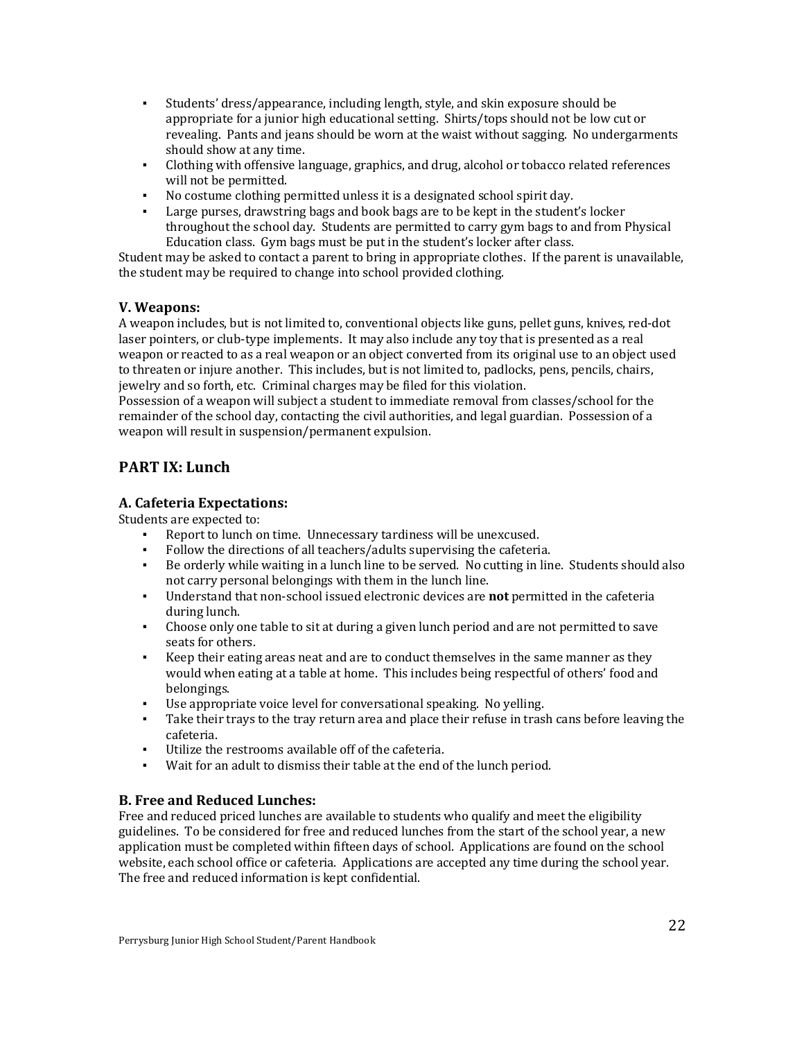- Students' dress/appearance, including length, style, and skin exposure should be appropriate for a junior high educational setting. Shirts/tops should not be low cut or revealing. Pants and jeans should be worn at the waist without sagging. No undergarments should show at any time.
- Clothing with offensive language, graphics, and drug, alcohol or tobacco related references will not be permitted.
- No costume clothing permitted unless it is a designated school spirit day.
- Large purses, drawstring bags and book bags are to be kept in the student's locker throughout the school day. Students are permitted to carry gym bags to and from Physical Education class. Gym bags must be put in the student's locker after class.

Student may be asked to contact a parent to bring in appropriate clothes. If the parent is unavailable, the student may be required to change into school provided clothing.

### V. Weapons:

A weapon includes, but is not limited to, conventional objects like guns, pellet guns, knives, red-dot laser pointers, or club-type implements. It may also include any toy that is presented as a real weapon or reacted to as a real weapon or an object converted from its original use to an object used to threaten or injure another. This includes, but is not limited to, padlocks, pens, pencils, chairs, jewelry and so forth, etc. Criminal charges may be filed for this violation.
Possession of a weapon will subject a student to immediate removal from classes/school for the remainder of the school day, contacting the civil authorities, and legal guardian. Possession of a weapon will result in suspension/permanent expulsion.

## PART IX: Lunch

### A. Cafeteria Expectations:

Students are expected to:

- Report to lunch on time. Unnecessary tardiness will be unexcused.
- Follow the directions of all teachers/adults supervising the cafeteria.
- Be orderly while waiting in a lunch line to be served. No cutting in line. Students should also not carry personal belongings with them in the lunch line.
- Understand that non-school issued electronic devices are **not** permitted in the cafeteria during lunch.
- Choose only one table to sit at during a given lunch period and are not permitted to save seats for others.
- Keep their eating areas neat and are to conduct themselves in the same manner as they would when eating at a table at home. This includes being respectful of others' food and belongings.
- Use appropriate voice level for conversational speaking. No yelling.
- Take their trays to the tray return area and place their refuse in trash cans before leaving the cafeteria.
- Utilize the restrooms available off of the cafeteria.
- Wait for an adult to dismiss their table at the end of the lunch period.

### B. Free and Reduced Lunches:

Free and reduced priced lunches are available to students who qualify and meet the eligibility guidelines. To be considered for free and reduced lunches from the start of the school year, a new application must be completed within fifteen days of school. Applications are found on the school website, each school office or cafeteria. Applications are accepted any time during the school year. The free and reduced information is kept confidential.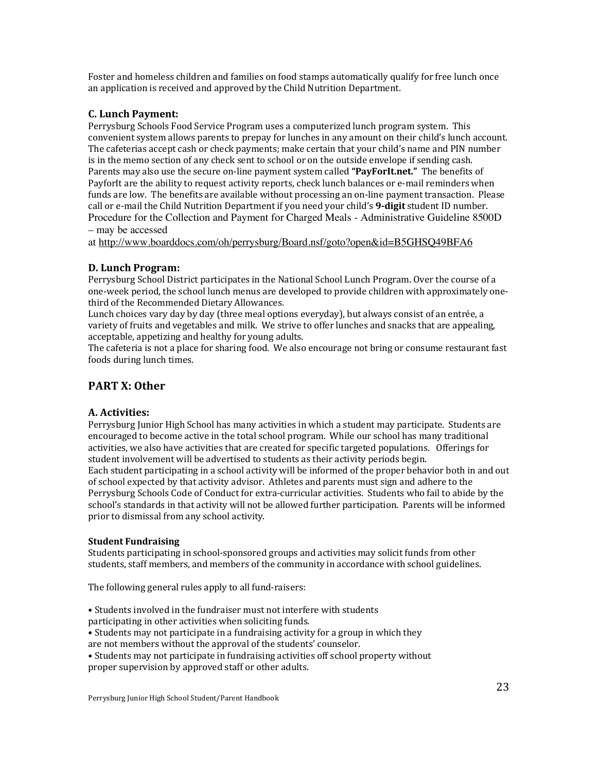Foster and homeless children and families on food stamps automatically qualify for free lunch once an application is received and approved by the Child Nutrition Department.

### C. Lunch Payment:

Perrysburg Schools Food Service Program uses a computerized lunch program system. This convenient system allows parents to prepay for lunches in any amount on their child's lunch account. The cafeterias accept cash or check payments; make certain that your child's name and PIN number is in the memo section of any check sent to school or on the outside envelope if sending cash. Parents may also use the secure on-line payment system called **"PayForIt.net."** The benefits of PayforIt are the ability to request activity reports, check lunch balances or e-mail reminders when funds are low. The benefits are available without processing an on-line payment transaction. Please call or e-mail the Child Nutrition Department if you need your child's **9-digit** student ID number. Procedure for the Collection and Payment for Charged Meals - Administrative Guideline 8500D – may be accessed at http://www.boarddocs.com/oh/perrysburg/Board.nsf/goto?open&id=B5GHSQ49BFA6

### D. Lunch Program:

Perrysburg School District participates in the National School Lunch Program. Over the course of a one-week period, the school lunch menus are developed to provide children with approximately one-third of the Recommended Dietary Allowances.

Lunch choices vary day by day (three meal options everyday), but always consist of an entrée, a variety of fruits and vegetables and milk. We strive to offer lunches and snacks that are appealing, acceptable, appetizing and healthy for young adults.

The cafeteria is not a place for sharing food. We also encourage not bring or consume restaurant fast foods during lunch times.

## PART X: Other

### A. Activities:

Perrysburg Junior High School has many activities in which a student may participate. Students are encouraged to become active in the total school program. While our school has many traditional activities, we also have activities that are created for specific targeted populations. Offerings for student involvement will be advertised to students as their activity periods begin.

Each student participating in a school activity will be informed of the proper behavior both in and out of school expected by that activity advisor. Athletes and parents must sign and adhere to the Perrysburg Schools Code of Conduct for extra-curricular activities. Students who fail to abide by the school's standards in that activity will not be allowed further participation. Parents will be informed prior to dismissal from any school activity.

**Student Fundraising**

Students participating in school-sponsored groups and activities may solicit funds from other students, staff members, and members of the community in accordance with school guidelines.

The following general rules apply to all fund-raisers:

- Students involved in the fundraiser must not interfere with students participating in other activities when soliciting funds.
- Students may not participate in a fundraising activity for a group in which they are not members without the approval of the students' counselor.
- Students may not participate in fundraising activities off school property without proper supervision by approved staff or other adults.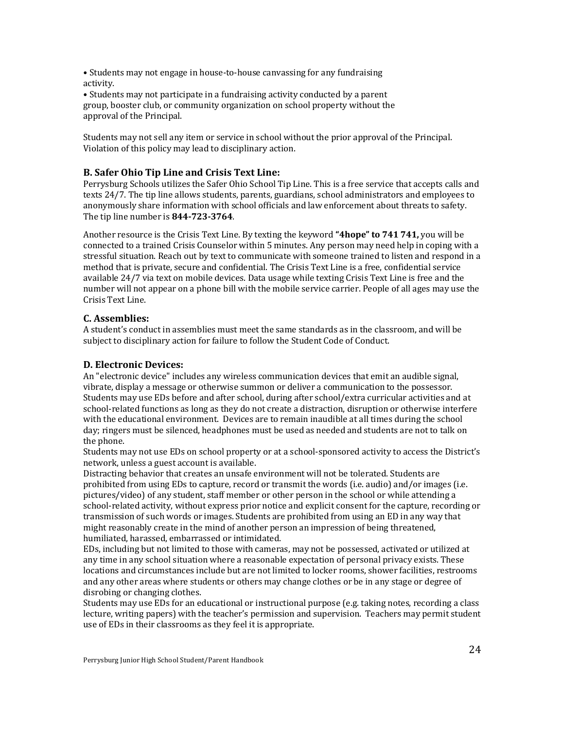• Students may not engage in house-to-house canvassing for any fundraising activity.
• Students may not participate in a fundraising activity conducted by a parent group, booster club, or community organization on school property without the approval of the Principal.

Students may not sell any item or service in school without the prior approval of the Principal. Violation of this policy may lead to disciplinary action.

### B. Safer Ohio Tip Line and Crisis Text Line:

Perrysburg Schools utilizes the Safer Ohio School Tip Line. This is a free service that accepts calls and texts 24/7. The tip line allows students, parents, guardians, school administrators and employees to anonymously share information with school officials and law enforcement about threats to safety. The tip line number is **844-723-3764**.

Another resource is the Crisis Text Line. By texting the keyword **"4hope" to 741 741,** you will be connected to a trained Crisis Counselor within 5 minutes. Any person may need help in coping with a stressful situation. Reach out by text to communicate with someone trained to listen and respond in a method that is private, secure and confidential. The Crisis Text Line is a free, confidential service available 24/7 via text on mobile devices. Data usage while texting Crisis Text Line is free and the number will not appear on a phone bill with the mobile service carrier. People of all ages may use the Crisis Text Line.

### C. Assemblies:

A student's conduct in assemblies must meet the same standards as in the classroom, and will be subject to disciplinary action for failure to follow the Student Code of Conduct.

### D. Electronic Devices:

An "electronic device" includes any wireless communication devices that emit an audible signal, vibrate, display a message or otherwise summon or deliver a communication to the possessor. Students may use EDs before and after school, during after school/extra curricular activities and at school-related functions as long as they do not create a distraction, disruption or otherwise interfere with the educational environment. Devices are to remain inaudible at all times during the school day; ringers must be silenced, headphones must be used as needed and students are not to talk on the phone.

Students may not use EDs on school property or at a school-sponsored activity to access the District's network, unless a guest account is available.

Distracting behavior that creates an unsafe environment will not be tolerated. Students are prohibited from using EDs to capture, record or transmit the words (i.e. audio) and/or images (i.e. pictures/video) of any student, staff member or other person in the school or while attending a school-related activity, without express prior notice and explicit consent for the capture, recording or transmission of such words or images. Students are prohibited from using an ED in any way that might reasonably create in the mind of another person an impression of being threatened, humiliated, harassed, embarrassed or intimidated.

EDs, including but not limited to those with cameras, may not be possessed, activated or utilized at any time in any school situation where a reasonable expectation of personal privacy exists. These locations and circumstances include but are not limited to locker rooms, shower facilities, restrooms and any other areas where students or others may change clothes or be in any stage or degree of disrobing or changing clothes.

Students may use EDs for an educational or instructional purpose (e.g. taking notes, recording a class lecture, writing papers) with the teacher's permission and supervision. Teachers may permit student use of EDs in their classrooms as they feel it is appropriate.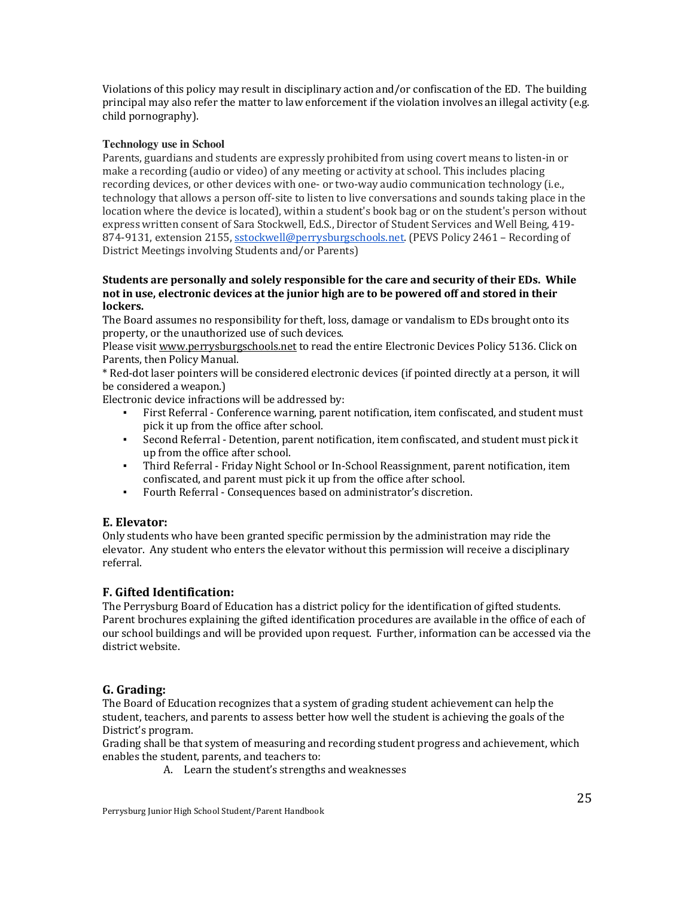Violations of this policy may result in disciplinary action and/or confiscation of the ED. The building principal may also refer the matter to law enforcement if the violation involves an illegal activity (e.g. child pornography).

**Technology use in School**

Parents, guardians and students are expressly prohibited from using covert means to listen-in or make a recording (audio or video) of any meeting or activity at school. This includes placing recording devices, or other devices with one- or two-way audio communication technology (i.e., technology that allows a person off-site to listen to live conversations and sounds taking place in the location where the device is located), within a student's book bag or on the student's person without express written consent of Sara Stockwell, Ed.S., Director of Student Services and Well Being, 419-874-9131, extension 2155, sstockwell@perrysburgschools.net. (PEVS Policy 2461 – Recording of District Meetings involving Students and/or Parents)

**Students are personally and solely responsible for the care and security of their EDs. While not in use, electronic devices at the junior high are to be powered off and stored in their lockers.**

The Board assumes no responsibility for theft, loss, damage or vandalism to EDs brought onto its property, or the unauthorized use of such devices.

Please visit www.perrysburgschools.net to read the entire Electronic Devices Policy 5136. Click on Parents, then Policy Manual.

* Red-dot laser pointers will be considered electronic devices (if pointed directly at a person, it will be considered a weapon.)

Electronic device infractions will be addressed by:

- First Referral - Conference warning, parent notification, item confiscated, and student must pick it up from the office after school.
- Second Referral - Detention, parent notification, item confiscated, and student must pick it up from the office after school.
- Third Referral - Friday Night School or In-School Reassignment, parent notification, item confiscated, and parent must pick it up from the office after school.
- Fourth Referral - Consequences based on administrator's discretion.

## E. Elevator:

Only students who have been granted specific permission by the administration may ride the elevator. Any student who enters the elevator without this permission will receive a disciplinary referral.

## F. Gifted Identification:

The Perrysburg Board of Education has a district policy for the identification of gifted students. Parent brochures explaining the gifted identification procedures are available in the office of each of our school buildings and will be provided upon request. Further, information can be accessed via the district website.

## G. Grading:

The Board of Education recognizes that a system of grading student achievement can help the student, teachers, and parents to assess better how well the student is achieving the goals of the District's program.

Grading shall be that system of measuring and recording student progress and achievement, which enables the student, parents, and teachers to:

A. Learn the student's strengths and weaknesses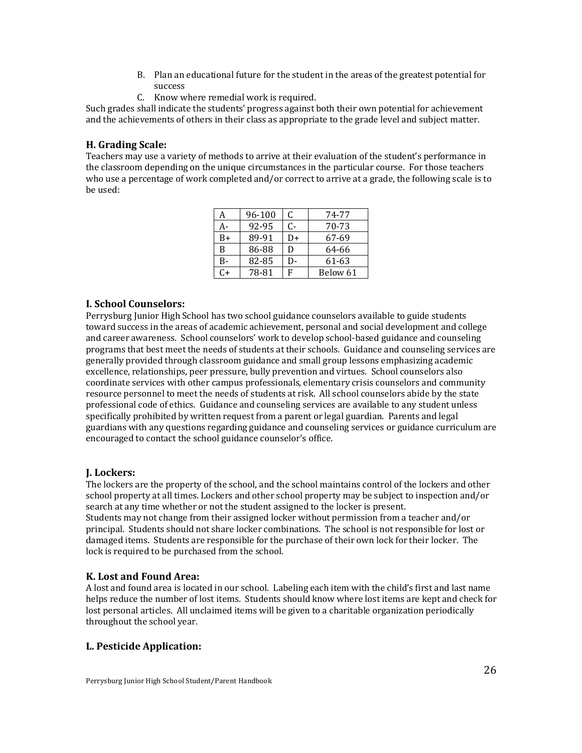B. Plan an educational future for the student in the areas of the greatest potential for success
C. Know where remedial work is required.

Such grades shall indicate the students' progress against both their own potential for achievement and the achievements of others in their class as appropriate to the grade level and subject matter.

### H. Grading Scale:

Teachers may use a variety of methods to arrive at their evaluation of the student's performance in the classroom depending on the unique circumstances in the particular course. For those teachers who use a percentage of work completed and/or correct to arrive at a grade, the following scale is to be used:

| A | 96-100 | C | 74-77 |
|---|---|---|---|
| A- | 92-95 | C- | 70-73 |
| B+ | 89-91 | D+ | 67-69 |
| B | 86-88 | D | 64-66 |
| B- | 82-85 | D- | 61-63 |
| C+ | 78-81 | F | Below 61 |

### I. School Counselors:

Perrysburg Junior High School has two school guidance counselors available to guide students toward success in the areas of academic achievement, personal and social development and college and career awareness. School counselors' work to develop school-based guidance and counseling programs that best meet the needs of students at their schools. Guidance and counseling services are generally provided through classroom guidance and small group lessons emphasizing academic excellence, relationships, peer pressure, bully prevention and virtues. School counselors also coordinate services with other campus professionals, elementary crisis counselors and community resource personnel to meet the needs of students at risk. All school counselors abide by the state professional code of ethics. Guidance and counseling services are available to any student unless specifically prohibited by written request from a parent or legal guardian. Parents and legal guardians with any questions regarding guidance and counseling services or guidance curriculum are encouraged to contact the school guidance counselor's office.

### J. Lockers:

The lockers are the property of the school, and the school maintains control of the lockers and other school property at all times. Lockers and other school property may be subject to inspection and/or search at any time whether or not the student assigned to the locker is present.
Students may not change from their assigned locker without permission from a teacher and/or principal. Students should not share locker combinations. The school is not responsible for lost or damaged items. Students are responsible for the purchase of their own lock for their locker. The lock is required to be purchased from the school.

### K. Lost and Found Area:

A lost and found area is located in our school. Labeling each item with the child's first and last name helps reduce the number of lost items. Students should know where lost items are kept and check for lost personal articles. All unclaimed items will be given to a charitable organization periodically throughout the school year.

### L. Pesticide Application: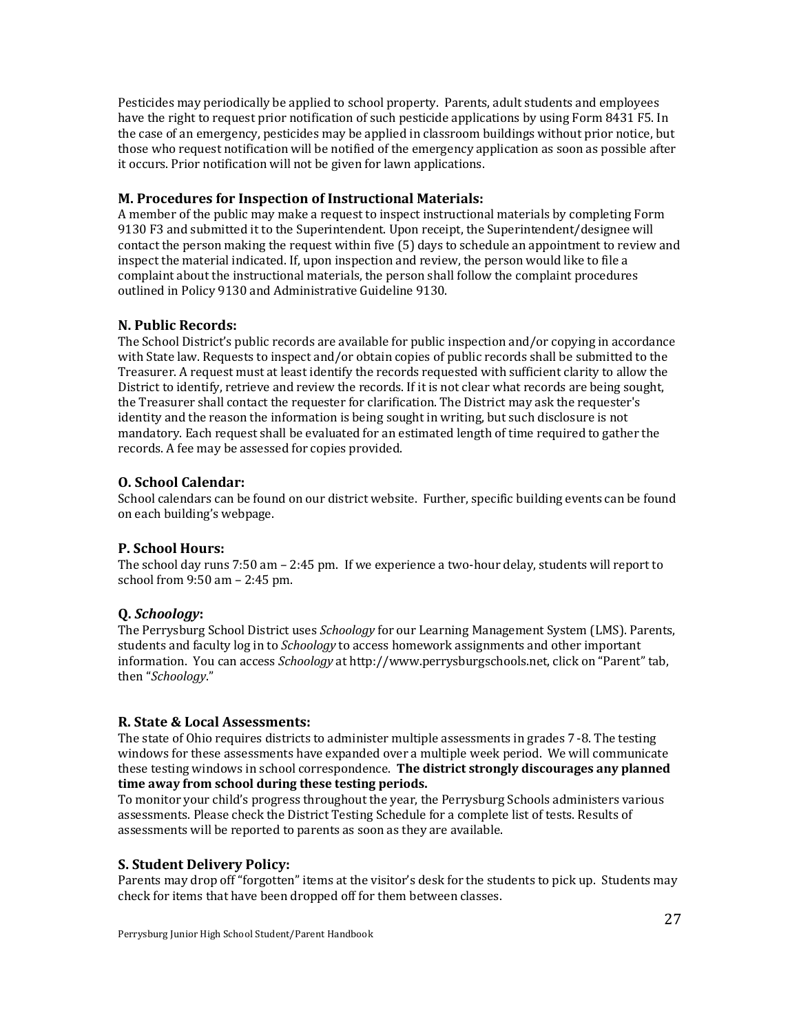Pesticides may periodically be applied to school property. Parents, adult students and employees have the right to request prior notification of such pesticide applications by using Form 8431 F5. In the case of an emergency, pesticides may be applied in classroom buildings without prior notice, but those who request notification will be notified of the emergency application as soon as possible after it occurs. Prior notification will not be given for lawn applications.

### M. Procedures for Inspection of Instructional Materials:

A member of the public may make a request to inspect instructional materials by completing Form 9130 F3 and submitted it to the Superintendent. Upon receipt, the Superintendent/designee will contact the person making the request within five (5) days to schedule an appointment to review and inspect the material indicated. If, upon inspection and review, the person would like to file a complaint about the instructional materials, the person shall follow the complaint procedures outlined in Policy 9130 and Administrative Guideline 9130.

### N. Public Records:

The School District's public records are available for public inspection and/or copying in accordance with State law. Requests to inspect and/or obtain copies of public records shall be submitted to the Treasurer. A request must at least identify the records requested with sufficient clarity to allow the District to identify, retrieve and review the records. If it is not clear what records are being sought, the Treasurer shall contact the requester for clarification. The District may ask the requester's identity and the reason the information is being sought in writing, but such disclosure is not mandatory. Each request shall be evaluated for an estimated length of time required to gather the records. A fee may be assessed for copies provided.

### O. School Calendar:

School calendars can be found on our district website. Further, specific building events can be found on each building's webpage.

### P. School Hours:

The school day runs 7:50 am – 2:45 pm. If we experience a two-hour delay, students will report to school from 9:50 am – 2:45 pm.

### Q. *Schoology*:

The Perrysburg School District uses *Schoology* for our Learning Management System (LMS). Parents, students and faculty log in to *Schoology* to access homework assignments and other important information. You can access *Schoology* at http://www.perrysburgschools.net, click on "Parent" tab, then "*Schoology*."

### R. State & Local Assessments:

The state of Ohio requires districts to administer multiple assessments in grades 7 -8. The testing windows for these assessments have expanded over a multiple week period. We will communicate these testing windows in school correspondence. **The district strongly discourages any planned time away from school during these testing periods.**

To monitor your child's progress throughout the year, the Perrysburg Schools administers various assessments. Please check the District Testing Schedule for a complete list of tests. Results of assessments will be reported to parents as soon as they are available.

### S. Student Delivery Policy:

Parents may drop off "forgotten" items at the visitor's desk for the students to pick up. Students may check for items that have been dropped off for them between classes.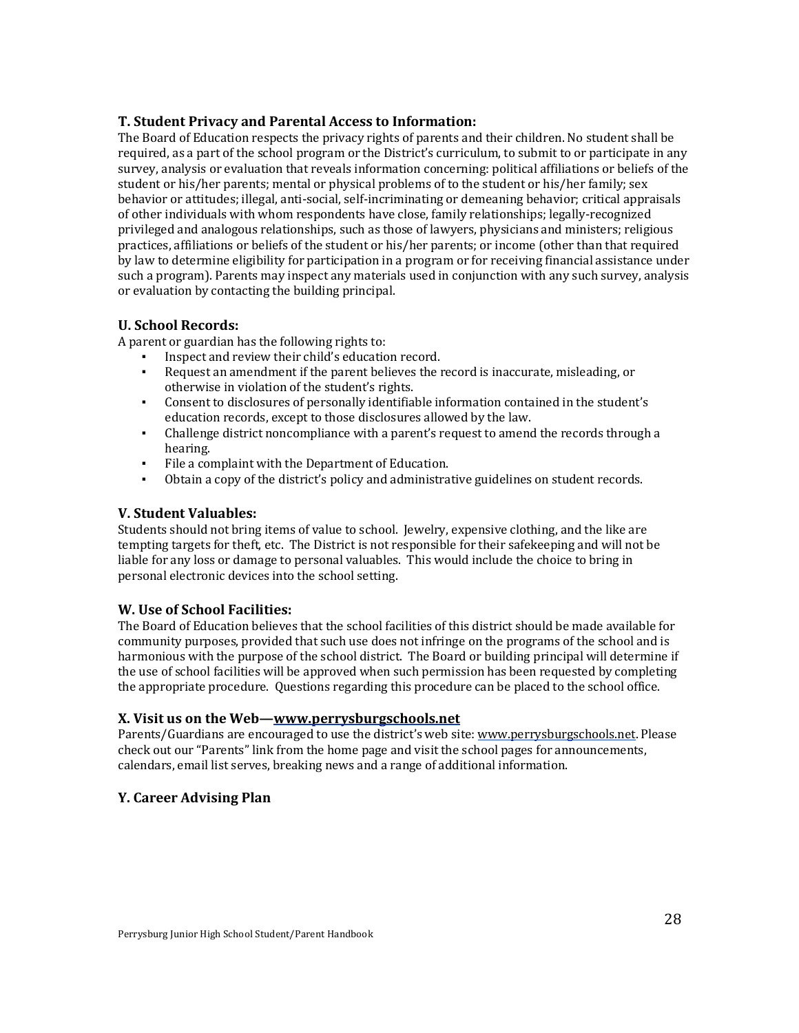### T. Student Privacy and Parental Access to Information:

The Board of Education respects the privacy rights of parents and their children. No student shall be required, as a part of the school program or the District's curriculum, to submit to or participate in any survey, analysis or evaluation that reveals information concerning: political affiliations or beliefs of the student or his/her parents; mental or physical problems of to the student or his/her family; sex behavior or attitudes; illegal, anti-social, self-incriminating or demeaning behavior; critical appraisals of other individuals with whom respondents have close, family relationships; legally-recognized privileged and analogous relationships, such as those of lawyers, physicians and ministers; religious practices, affiliations or beliefs of the student or his/her parents; or income (other than that required by law to determine eligibility for participation in a program or for receiving financial assistance under such a program). Parents may inspect any materials used in conjunction with any such survey, analysis or evaluation by contacting the building principal.

### U. School Records:

A parent or guardian has the following rights to:

- Inspect and review their child's education record.
- Request an amendment if the parent believes the record is inaccurate, misleading, or otherwise in violation of the student's rights.
- Consent to disclosures of personally identifiable information contained in the student's education records, except to those disclosures allowed by the law.
- Challenge district noncompliance with a parent's request to amend the records through a hearing.
- File a complaint with the Department of Education.
- Obtain a copy of the district's policy and administrative guidelines on student records.

### V. Student Valuables:

Students should not bring items of value to school. Jewelry, expensive clothing, and the like are tempting targets for theft, etc. The District is not responsible for their safekeeping and will not be liable for any loss or damage to personal valuables. This would include the choice to bring in personal electronic devices into the school setting.

### W. Use of School Facilities:

The Board of Education believes that the school facilities of this district should be made available for community purposes, provided that such use does not infringe on the programs of the school and is harmonious with the purpose of the school district. The Board or building principal will determine if the use of school facilities will be approved when such permission has been requested by completing the appropriate procedure. Questions regarding this procedure can be placed to the school office.

### X. Visit us on the Web—www.perrysburgschools.net

Parents/Guardians are encouraged to use the district's web site: www.perrysburgschools.net. Please check out our "Parents" link from the home page and visit the school pages for announcements, calendars, email list serves, breaking news and a range of additional information.

### Y. Career Advising Plan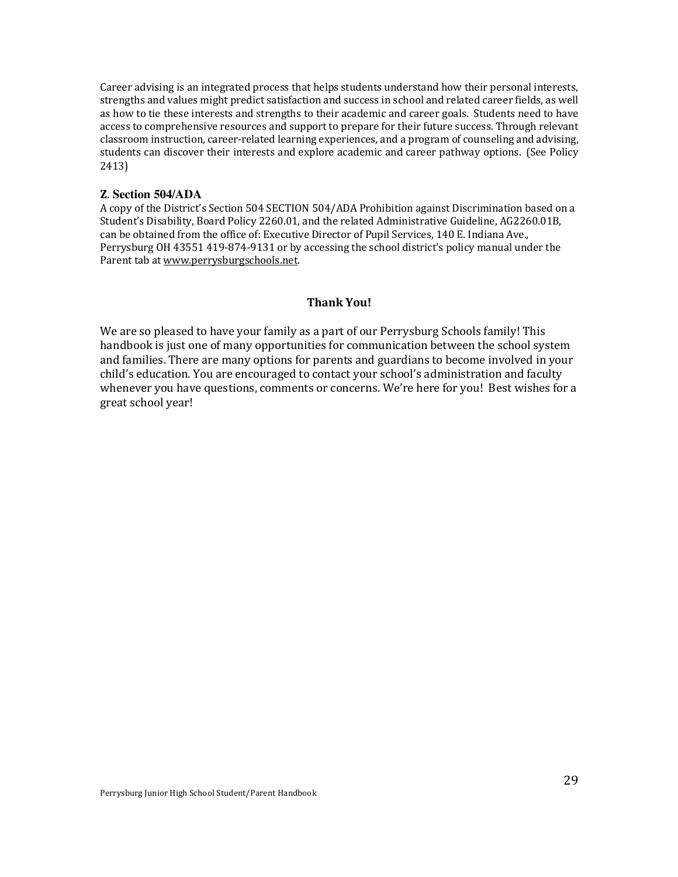Career advising is an integrated process that helps students understand how their personal interests, strengths and values might predict satisfaction and success in school and related career fields, as well as how to tie these interests and strengths to their academic and career goals. Students need to have access to comprehensive resources and support to prepare for their future success. Through relevant classroom instruction, career-related learning experiences, and a program of counseling and advising, students can discover their interests and explore academic and career pathway options. (See Policy 2413)

### Z. Section 504/ADA

A copy of the District's Section 504 SECTION 504/ADA Prohibition against Discrimination based on a Student's Disability, Board Policy 2260.01, and the related Administrative Guideline, AG2260.01B, can be obtained from the office of: Executive Director of Pupil Services, 140 E. Indiana Ave., Perrysburg OH 43551 419-874-9131 or by accessing the school district's policy manual under the Parent tab at www.perrysburgschools.net.

**Thank You!**

We are so pleased to have your family as a part of our Perrysburg Schools family! This handbook is just one of many opportunities for communication between the school system and families. There are many options for parents and guardians to become involved in your child's education. You are encouraged to contact your school's administration and faculty whenever you have questions, comments or concerns. We're here for you! Best wishes for a great school year!